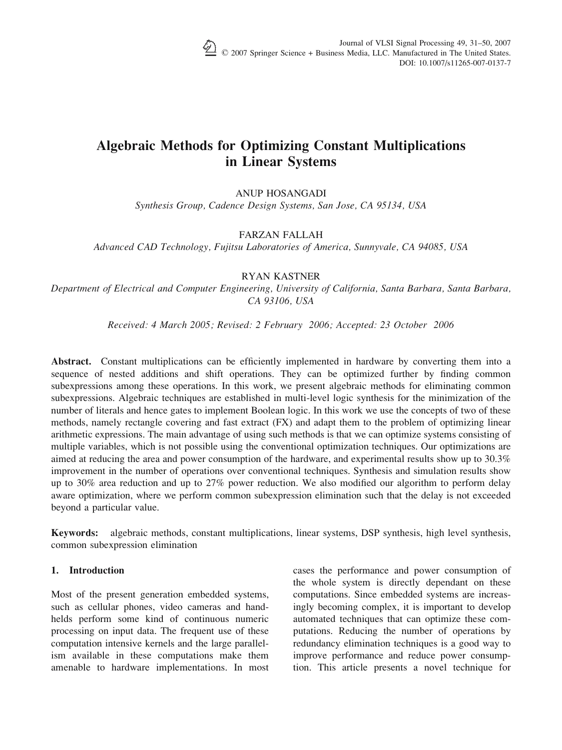# Algebraic Methods for Optimizing Constant Multiplications in Linear Systems

ANUP HOSANGADI

*Synthesis Group, Cadence Design Systems, San Jose, CA 95134, USA*

FARZAN FALLAH

*Advanced CAD Technology, Fujitsu Laboratories of America, Sunnyvale, CA 94085, USA*

RYAN KASTNER

*Department of Electrical and Computer Engineering, University of California, Santa Barbara, Santa Barbara, CA 93106, USA*

*Received: 4 March 2005; Revised: 2 February 2006; Accepted: 23 October 2006*

**Abstract.** Constant multiplications can be efficiently implemented in hardware by converting them into a sequence of nested additions and shift operations. They can be optimized further by finding common subexpressions among these operations. In this work, we present algebraic methods for eliminating common subexpressions. Algebraic techniques are established in multi-level logic synthesis for the minimization of the number of literals and hence gates to implement Boolean logic. In this work we use the concepts of two of these methods, namely rectangle covering and fast extract (FX) and adapt them to the problem of optimizing linear arithmetic expressions. The main advantage of using such methods is that we can optimize systems consisting of multiple variables, which is not possible using the conventional optimization techniques. Our optimizations are aimed at reducing the area and power consumption of the hardware, and experimental results show up to 30.3% improvement in the number of operations over conventional techniques. Synthesis and simulation results show up to 30% area reduction and up to 27% power reduction. We also modified our algorithm to perform delay aware optimization, where we perform common subexpression elimination such that the delay is not exceeded beyond a particular value.

**Keywords:** algebraic methods, constant multiplications, linear systems, DSP synthesis, high level synthesis, common subexpression elimination

## 1. Introduction

Most of the present generation embedded systems, such as cellular phones, video cameras and handhelds perform some kind of continuous numeric processing on input data. The frequent use of these computation intensive kernels and the large parallelism available in these computations make them amenable to hardware implementations. In most cases the performance and power consumption of the whole system is directly dependant on these computations. Since embedded systems are increasingly becoming complex, it is important to develop automated techniques that can optimize these computations. Reducing the number of operations by redundancy elimination techniques is a good way to improve performance and reduce power consumption. This article presents a novel technique for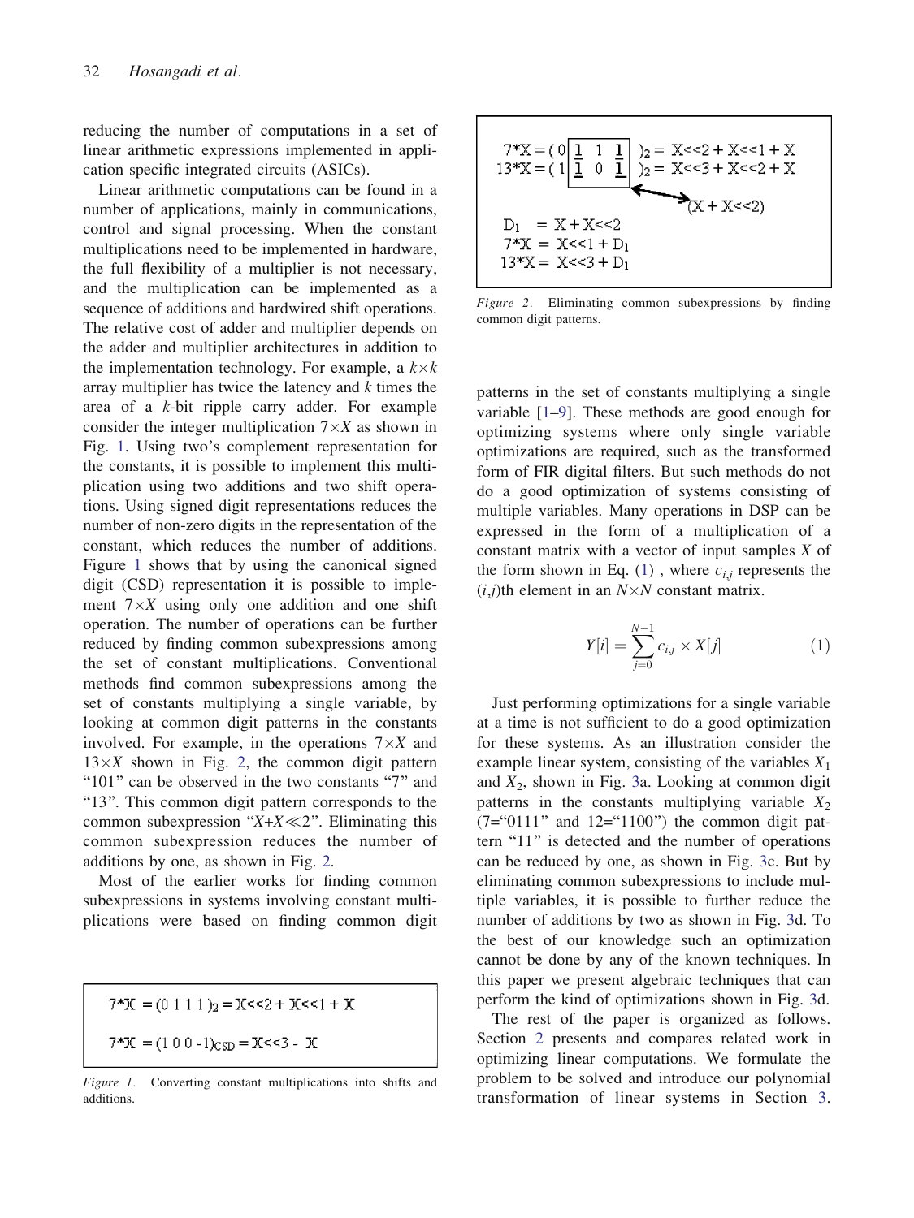reducing the number of computations in a set of linear arithmetic expressions implemented in application specific integrated circuits (ASICs).

Linear arithmetic computations can be found in a number of applications, mainly in communications, control and signal processing. When the constant multiplications need to be implemented in hardware, the full flexibility of a multiplier is not necessary, and the multiplication can be implemented as a sequence of additions and hardwired shift operations. The relative cost of adder and multiplier depends on the adder and multiplier architectures in addition to the implementation technology. For example, a $k \times k$ array multiplier has twice the latency and $k$ times the area of a $k$-bit ripple carry adder. For example consider the integer multiplication $7 \times X$ as shown in Fig. 1. Using two's complement representation for the constants, it is possible to implement this multiplication using two additions and two shift operations. Using signed digit representations reduces the number of non-zero digits in the representation of the constant, which reduces the number of additions. Figure 1 shows that by using the canonical signed digit (CSD) representation it is possible to implement $7 \times X$ using only one addition and one shift operation. The number of operations can be further reduced by finding common subexpressions among the set of constant multiplications. Conventional methods find common subexpressions among the set of constants multiplying a single variable, by looking at common digit patterns in the constants involved. For example, in the operations $7 \times X$ and $13 \times X$ shown in Fig. 2, the common digit pattern "101" can be observed in the two constants "7" and "13". This common digit pattern corresponds to the common subexpression "$X$+$X \ll 2$". Eliminating this common subexpression reduces the number of additions by one, as shown in Fig. 2.

Most of the earlier works for finding common subexpressions in systems involving constant multiplications were based on finding common digit patterns in the set of constants multiplying a single variable [1–9]. These methods are good enough for optimizing systems where only single variable optimizations are required, such as the transformed form of FIR digital filters. But such methods do not do a good optimization of systems consisting of multiple variables. Many operations in DSP can be expressed in the form of a multiplication of a constant matrix with a vector of input samples $X$ of the form shown in Eq. (1) , where $c_{i,j}$ represents the ($i$,$j$)th element in an $N \times N$ constant matrix.

$$Y[i] = \sum_{j=0}^{N-1} c_{i,j} \times X[j] \tag{1}$$

Just performing optimizations for a single variable at a time is not sufficient to do a good optimization for these systems. As an illustration consider the example linear system, consisting of the variables $X_1$ and $X_2$, shown in Fig. 3a. Looking at common digit patterns in the constants multiplying variable $X_2$ (7="0111" and 12="1100") the common digit pattern "11" is detected and the number of operations can be reduced by one, as shown in Fig. 3c. But by eliminating common subexpressions to include multiple variables, it is possible to further reduce the number of additions by two as shown in Fig. 3d. To the best of our knowledge such an optimization cannot be done by any of the known techniques. In this paper we present algebraic techniques that can perform the kind of optimizations shown in Fig. 3d.

The rest of the paper is organized as follows. Section 2 presents and compares related work in optimizing linear computations. We formulate the problem to be solved and introduce our polynomial transformation of linear systems in Section 3.

```
7*X = (0 1 1 1)2 = X<<2 + X<<1 + X
7*X = (1 0 0 -1)CSD = X<<3 - X
```

*Figure 1.* Converting constant multiplications into shifts and additions.

```
7*X  = (0 1 1 1)2 = X<<2 + X<<1 + X
13*X = (1 1 0 1)2 = X<<3 + X<<2 + X
                         (X + X<<2)
D1   = X + X<<2
7*X  = X<<1 + D1
13*X = X<<3 + D1
```

*Figure 2.* Eliminating common subexpressions by finding common digit patterns.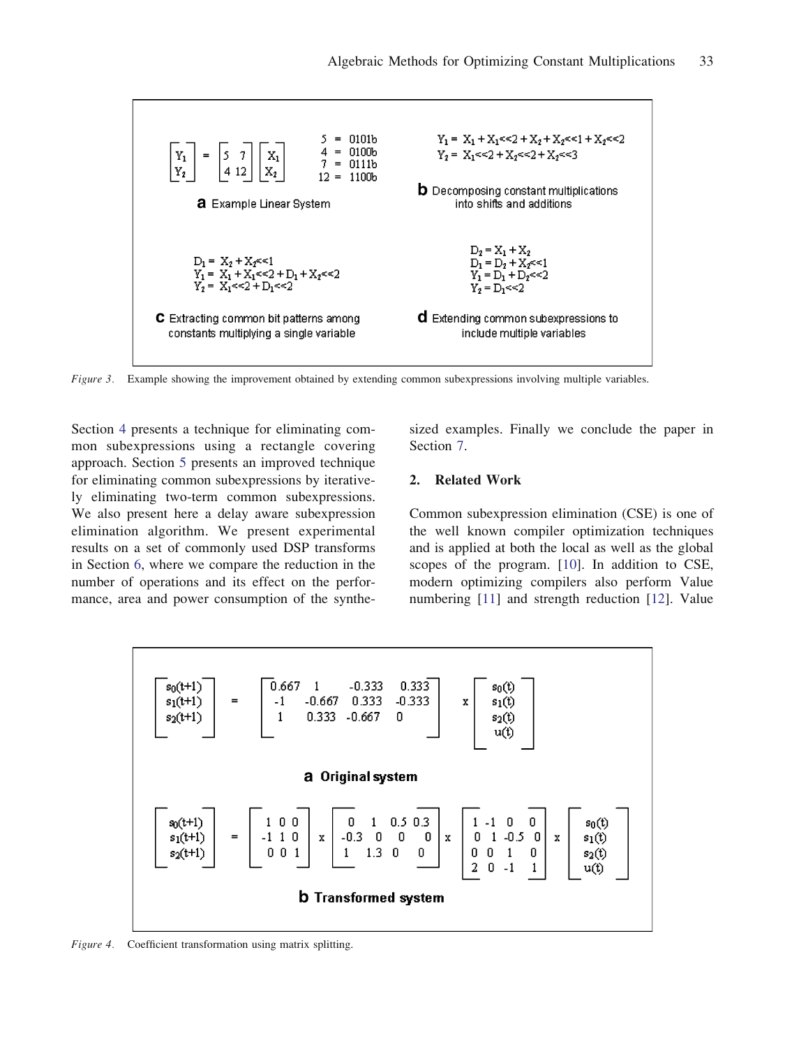$$\begin{bmatrix} Y_1 \\ Y_2 \end{bmatrix} = \begin{bmatrix} 5 & 7 \\ 4 & 12 \end{bmatrix} \begin{bmatrix} X_1 \\ X_2 \end{bmatrix} \qquad \begin{aligned} 5 &= 0101\text{b} \\ 4 &= 0100\text{b} \\ 7 &= 0111\text{b} \\ 12 &= 1100\text{b} \end{aligned}$$

**a** Example Linear System

$$\begin{aligned} Y_1 &= X_1 + X_1{<<}2 + X_2 + X_2{<<}1 + X_2{<<}2 \\ Y_2 &= X_1{<<}2 + X_2{<<}2 + X_2{<<}3 \end{aligned}$$

**b** Decomposing constant multiplications into shifts and additions

$$\begin{aligned} D_1 &= X_2 + X_2{<<}1 \\ Y_1 &= X_1 + X_1{<<}2 + D_1 + X_2{<<}2 \\ Y_2 &= X_1{<<}2 + D_1{<<}2 \end{aligned}$$

**c** Extracting common bit patterns among constants multiplying a single variable

$$\begin{aligned} D_2 &= X_1 + X_2 \\ D_1 &= D_2 + X_2{<<}1 \\ Y_1 &= D_1 + D_2{<<}2 \\ Y_2 &= D_1{<<}2 \end{aligned}$$

**d** Extending common subexpressions to include multiple variables

*Figure 3.* Example showing the improvement obtained by extending common subexpressions involving multiple variables.

Section 4 presents a technique for eliminating common subexpressions using a rectangle covering approach. Section 5 presents an improved technique for eliminating common subexpressions by iteratively eliminating two-term common subexpressions. We also present here a delay aware subexpression elimination algorithm. We present experimental results on a set of commonly used DSP transforms in Section 6, where we compare the reduction in the number of operations and its effect on the performance, area and power consumption of the synthesized examples. Finally we conclude the paper in Section 7.

## 2. Related Work

Common subexpression elimination (CSE) is one of the well known compiler optimization techniques and is applied at both the local as well as the global scopes of the program. [10]. In addition to CSE, modern optimizing compilers also perform Value numbering [11] and strength reduction [12]. Value

$$\begin{bmatrix} s_0(t+1) \\ s_1(t+1) \\ s_2(t+1) \end{bmatrix} = \begin{bmatrix} 0.667 & 1 & -0.333 & 0.333 \\ -1 & -0.667 & 0.333 & -0.333 \\ 1 & 0.333 & -0.667 & 0 \end{bmatrix} \times \begin{bmatrix} s_0(t) \\ s_1(t) \\ s_2(t) \\ u(t) \end{bmatrix}$$

**a** Original system

$$\begin{bmatrix} s_0(t+1) \\ s_1(t+1) \\ s_2(t+1) \end{bmatrix} = \begin{bmatrix} 1 & 0 & 0 \\ -1 & 1 & 0 \\ 0 & 0 & 1 \end{bmatrix} \times \begin{bmatrix} 0 & 1 & 0.5 & 0.3 \\ -0.3 & 0 & 0 & 0 \\ 1 & 1.3 & 0 & 0 \end{bmatrix} \times \begin{bmatrix} 1 & -1 & 0 & 0 \\ 0 & 1 & -0.5 & 0 \\ 0 & 0 & 1 & 0 \\ 2 & 0 & -1 & 1 \end{bmatrix} \times \begin{bmatrix} s_0(t) \\ s_1(t) \\ s_2(t) \\ u(t) \end{bmatrix}$$

**b** Transformed system

*Figure 4.* Coefficient transformation using matrix splitting.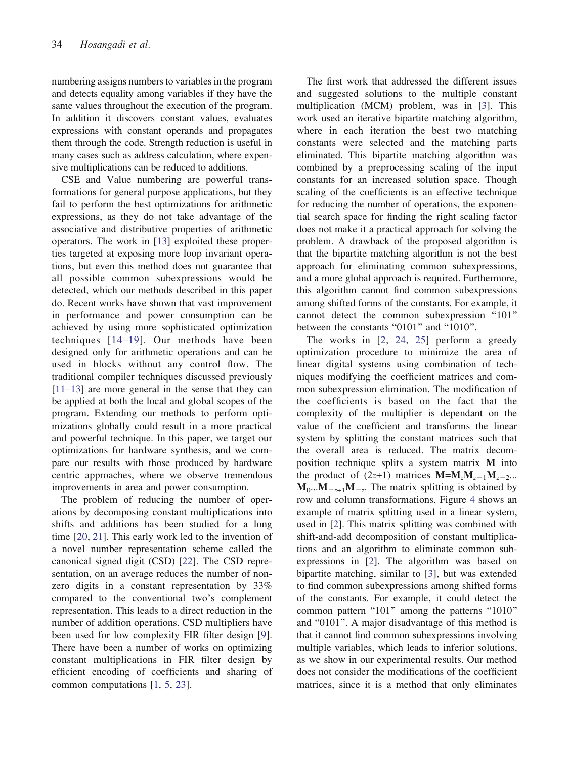numbering assigns numbers to variables in the program and detects equality among variables if they have the same values throughout the execution of the program. In addition it discovers constant values, evaluates expressions with constant operands and propagates them through the code. Strength reduction is useful in many cases such as address calculation, where expensive multiplications can be reduced to additions.

CSE and Value numbering are powerful transformations for general purpose applications, but they fail to perform the best optimizations for arithmetic expressions, as they do not take advantage of the associative and distributive properties of arithmetic operators. The work in [13] exploited these properties targeted at exposing more loop invariant operations, but even this method does not guarantee that all possible common subexpressions would be detected, which our methods described in this paper do. Recent works have shown that vast improvement in performance and power consumption can be achieved by using more sophisticated optimization techniques [14–19]. Our methods have been designed only for arithmetic operations and can be used in blocks without any control flow. The traditional compiler techniques discussed previously [11–13] are more general in the sense that they can be applied at both the local and global scopes of the program. Extending our methods to perform optimizations globally could result in a more practical and powerful technique. In this paper, we target our optimizations for hardware synthesis, and we compare our results with those produced by hardware centric approaches, where we observe tremendous improvements in area and power consumption.

The problem of reducing the number of operations by decomposing constant multiplications into shifts and additions has been studied for a long time [20, 21]. This early work led to the invention of a novel number representation scheme called the canonical signed digit (CSD) [22]. The CSD representation, on an average reduces the number of nonzero digits in a constant representation by 33% compared to the conventional two's complement representation. This leads to a direct reduction in the number of addition operations. CSD multipliers have been used for low complexity FIR filter design [9]. There have been a number of works on optimizing constant multiplications in FIR filter design by efficient encoding of coefficients and sharing of common computations [1, 5, 23].

The first work that addressed the different issues and suggested solutions to the multiple constant multiplication (MCM) problem, was in [3]. This work used an iterative bipartite matching algorithm, where in each iteration the best two matching constants were selected and the matching parts eliminated. This bipartite matching algorithm was combined by a preprocessing scaling of the input constants for an increased solution space. Though scaling of the coefficients is an effective technique for reducing the number of operations, the exponential search space for finding the right scaling factor does not make it a practical approach for solving the problem. A drawback of the proposed algorithm is that the bipartite matching algorithm is not the best approach for eliminating common subexpressions, and a more global approach is required. Furthermore, this algorithm cannot find common subexpressions among shifted forms of the constants. For example, it cannot detect the common subexpression "101" between the constants "0101" and "1010".

The works in [2, 24, 25] perform a greedy optimization procedure to minimize the area of linear digital systems using combination of techniques modifying the coefficient matrices and common subexpression elimination. The modification of the coefficients is based on the fact that the complexity of the multiplier is dependant on the value of the coefficient and transforms the linear system by splitting the constant matrices such that the overall area is reduced. The matrix decomposition technique splits a system matrix **M** into the product of $(2z+1)$ matrices $\mathbf{M}=\mathbf{M}_z\mathbf{M}_{z-1}\mathbf{M}_{z-2}\ldots\mathbf{M}_0\ldots\mathbf{M}_{-z+1}\mathbf{M}_{-z}$. The matrix splitting is obtained by row and column transformations. Figure 4 shows an example of matrix splitting used in a linear system, used in [2]. This matrix splitting was combined with shift-and-add decomposition of constant multiplications and an algorithm to eliminate common subexpressions in [2]. The algorithm was based on bipartite matching, similar to [3], but was extended to find common subexpressions among shifted forms of the constants. For example, it could detect the common pattern "101" among the patterns "1010" and "0101". A major disadvantage of this method is that it cannot find common subexpressions involving multiple variables, which leads to inferior solutions, as we show in our experimental results. Our method does not consider the modifications of the coefficient matrices, since it is a method that only eliminates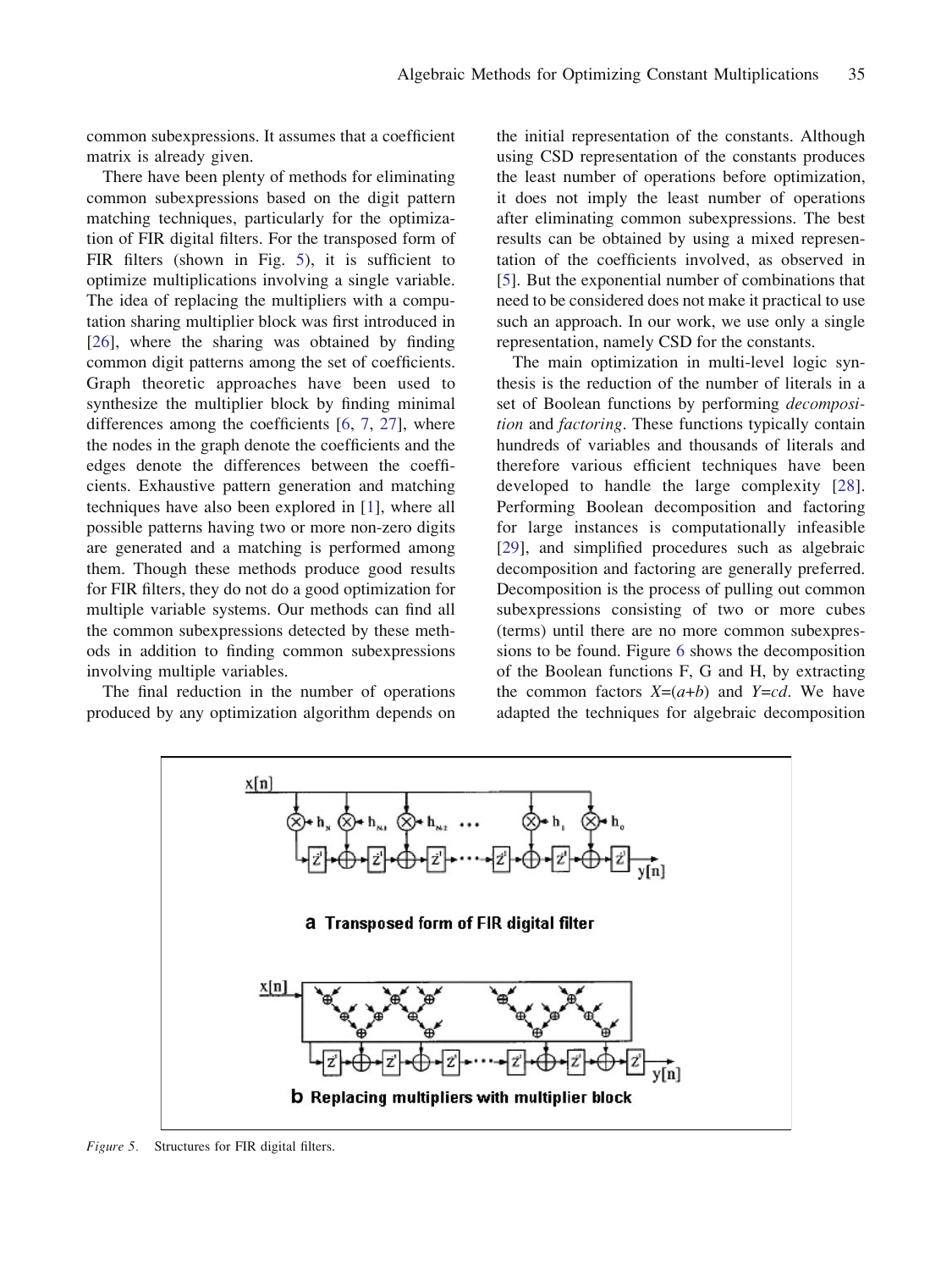common subexpressions. It assumes that a coefficient matrix is already given.

There have been plenty of methods for eliminating common subexpressions based on the digit pattern matching techniques, particularly for the optimization of FIR digital filters. For the transposed form of FIR filters (shown in Fig. 5), it is sufficient to optimize multiplications involving a single variable. The idea of replacing the multipliers with a computation sharing multiplier block was first introduced in [26], where the sharing was obtained by finding common digit patterns among the set of coefficients. Graph theoretic approaches have been used to synthesize the multiplier block by finding minimal differences among the coefficients [6, 7, 27], where the nodes in the graph denote the coefficients and the edges denote the differences between the coefficients. Exhaustive pattern generation and matching techniques have also been explored in [1], where all possible patterns having two or more non-zero digits are generated and a matching is performed among them. Though these methods produce good results for FIR filters, they do not do a good optimization for multiple variable systems. Our methods can find all the common subexpressions detected by these methods in addition to finding common subexpressions involving multiple variables.

The final reduction in the number of operations produced by any optimization algorithm depends on the initial representation of the constants. Although using CSD representation of the constants produces the least number of operations before optimization, it does not imply the least number of operations after eliminating common subexpressions. The best results can be obtained by using a mixed representation of the coefficients involved, as observed in [5]. But the exponential number of combinations that need to be considered does not make it practical to use such an approach. In our work, we use only a single representation, namely CSD for the constants.

The main optimization in multi-level logic synthesis is the reduction of the number of literals in a set of Boolean functions by performing *decomposition* and *factoring*. These functions typically contain hundreds of variables and thousands of literals and therefore various efficient techniques have been developed to handle the large complexity [28]. Performing Boolean decomposition and factoring for large instances is computationally infeasible [29], and simplified procedures such as algebraic decomposition and factoring are generally preferred. Decomposition is the process of pulling out common subexpressions consisting of two or more cubes (terms) until there are no more common subexpressions to be found. Figure 6 shows the decomposition of the Boolean functions F, G and H, by extracting the common factors $X=(a+b)$ and $Y=cd$. We have adapted the techniques for algebraic decomposition

*Figure 5.* Structures for FIR digital filters.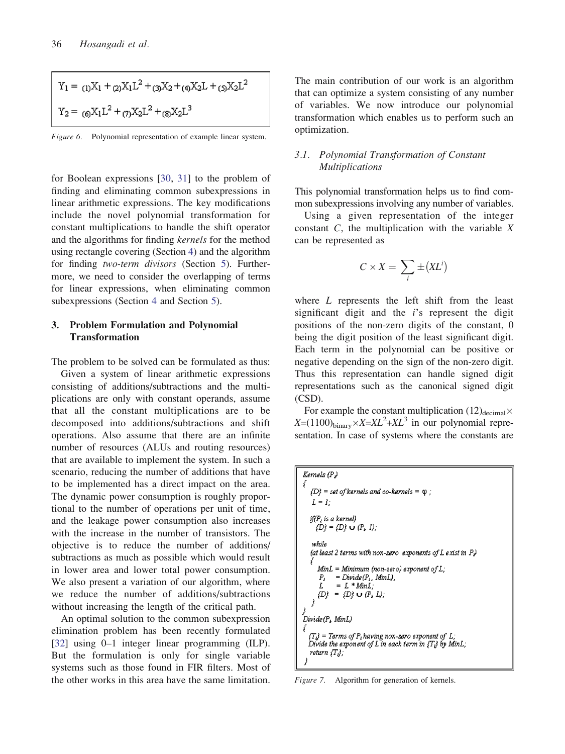$$Y_1 = {}_{(1)}X_1 + {}_{(2)}X_1L^2 + {}_{(3)}X_2 + {}_{(4)}X_2L + {}_{(5)}X_2L^2$$

$$Y_2 = {}_{(6)}X_1L^2 + {}_{(7)}X_2L^2 + {}_{(8)}X_2L^3$$

*Figure 6.* Polynomial representation of example linear system.

for Boolean expressions [30, 31] to the problem of finding and eliminating common subexpressions in linear arithmetic expressions. The key modifications include the novel polynomial transformation for constant multiplications to handle the shift operator and the algorithms for finding *kernels* for the method using rectangle covering (Section 4) and the algorithm for finding *two-term divisors* (Section 5). Furthermore, we need to consider the overlapping of terms for linear expressions, when eliminating common subexpressions (Section 4 and Section 5).

## 3. Problem Formulation and Polynomial Transformation

The problem to be solved can be formulated as thus:

Given a system of linear arithmetic expressions consisting of additions/subtractions and the multiplications are only with constant operands, assume that all the constant multiplications are to be decomposed into additions/subtractions and shift operations. Also assume that there are an infinite number of resources (ALUs and routing resources) that are available to implement the system. In such a scenario, reducing the number of additions that have to be implemented has a direct impact on the area. The dynamic power consumption is roughly proportional to the number of operations per unit of time, and the leakage power consumption also increases with the increase in the number of transistors. The objective is to reduce the number of additions/subtractions as much as possible which would result in lower area and lower total power consumption. We also present a variation of our algorithm, where we reduce the number of additions/subtractions without increasing the length of the critical path.

An optimal solution to the common subexpression elimination problem has been recently formulated [32] using 0–1 integer linear programming (ILP). But the formulation is only for single variable systems such as those found in FIR filters. Most of the other works in this area have the same limitation. The main contribution of our work is an algorithm that can optimize a system consisting of any number of variables. We now introduce our polynomial transformation which enables us to perform such an optimization.

### 3.1. Polynomial Transformation of Constant Multiplications

This polynomial transformation helps us to find common subexpressions involving any number of variables.

Using a given representation of the integer constant $C$, the multiplication with the variable $X$ can be represented as

$$C \times X = \sum_i \pm (XL^i)$$

where $L$ represents the left shift from the least significant digit and the $i$'s represent the digit positions of the non-zero digits of the constant, 0 being the digit position of the least significant digit. Each term in the polynomial can be positive or negative depending on the sign of the non-zero digit. Thus this representation can handle signed digit representations such as the canonical signed digit (CSD).

For example the constant multiplication $(12)_{\text{decimal}} \times X = (1100)_{\text{binary}} \times X = XL^2 + XL^3$ in our polynomial representation. In case of systems where the constants are

```
Kernels (Pi)
{
  {D} = set of kernels and co-kernels = φ ;
  L = 1;

  if(Pi is a kernel)
    {D} = {D} ∪ (Pi, 1);

  while
  (at least 2 terms with non-zero exponents of L exist in Pi)
  {
    MinL = Minimum (non-zero) exponent of L;
    Pi   = Divide(Pi, MinL);
    L    = L * MinL;
    {D}  = {D} ∪ (Pi, L);
  }
}
Divide(Pi, MinL)
{
  {Ti} = Terms of Pi having non-zero exponent of L;
  Divide the exponent of L in each term in {Ti} by MinL;
  return {Ti};
}
```

*Figure 7.* Algorithm for generation of kernels.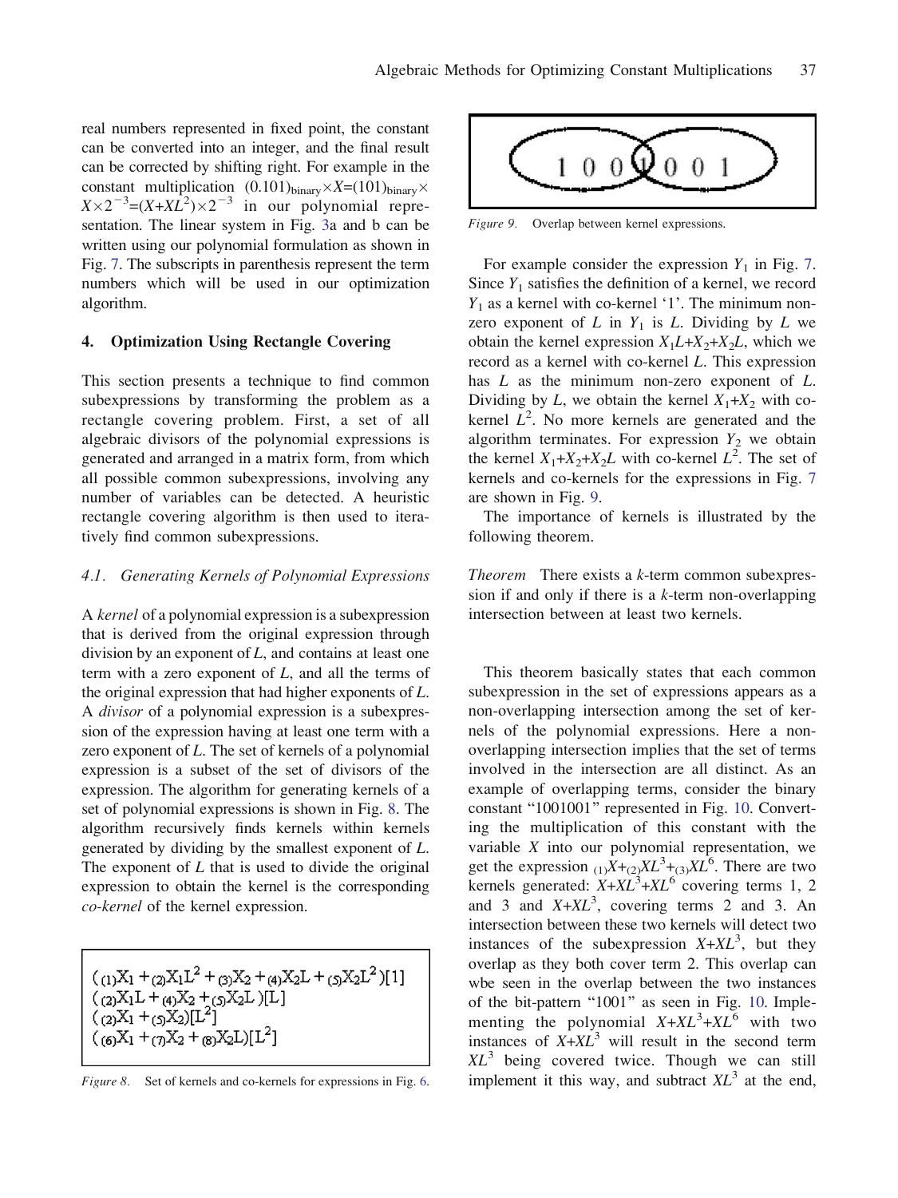real numbers represented in fixed point, the constant can be converted into an integer, and the final result can be corrected by shifting right. For example in the constant multiplication $(0.101)_{binary}\times X=(101)_{binary}\times X\times 2^{-3}=(X+XL^2)\times 2^{-3}$ in our polynomial representation. The linear system in Fig. 3a and b can be written using our polynomial formulation as shown in Fig. 7. The subscripts in parenthesis represent the term numbers which will be used in our optimization algorithm.

## 4. Optimization Using Rectangle Covering

This section presents a technique to find common subexpressions by transforming the problem as a rectangle covering problem. First, a set of all algebraic divisors of the polynomial expressions is generated and arranged in a matrix form, from which all possible common subexpressions, involving any number of variables can be detected. A heuristic rectangle covering algorithm is then used to iteratively find common subexpressions.

### 4.1. Generating Kernels of Polynomial Expressions

A *kernel* of a polynomial expression is a subexpression that is derived from the original expression through division by an exponent of $L$, and contains at least one term with a zero exponent of $L$, and all the terms of the original expression that had higher exponents of $L$. A *divisor* of a polynomial expression is a subexpression of the expression having at least one term with a zero exponent of $L$. The set of kernels of a polynomial expression is a subset of the set of divisors of the expression. The algorithm for generating kernels of a set of polynomial expressions is shown in Fig. 8. The algorithm recursively finds kernels within kernels generated by dividing by the smallest exponent of $L$. The exponent of $L$ that is used to divide the original expression to obtain the kernel is the corresponding *co-kernel* of the kernel expression.

$$({}_{(1)}X_1 + {}_{(2)}X_1L^2 + {}_{(3)}X_2 + {}_{(4)}X_2L + {}_{(5)}X_2L^2)[1]$$
$$({}_{(2)}X_1L + {}_{(4)}X_2 + {}_{(5)}X_2L)[L]$$
$$({}_{(2)}X_1 + {}_{(5)}X_2)[L^2]$$
$$({}_{(6)}X_1 + {}_{(7)}X_2 + {}_{(8)}X_2L)[L^2]$$

*Figure 8.* Set of kernels and co-kernels for expressions in Fig. 6.

1 0 0 1 0 0 1

*Figure 9.* Overlap between kernel expressions.

For example consider the expression $Y_1$ in Fig. 7. Since $Y_1$ satisfies the definition of a kernel, we record $Y_1$ as a kernel with co-kernel '1'. The minimum non-zero exponent of $L$ in $Y_1$ is $L$. Dividing by $L$ we obtain the kernel expression $X_1L+X_2+X_2L$, which we record as a kernel with co-kernel $L$. This expression has $L$ as the minimum non-zero exponent of $L$. Dividing by $L$, we obtain the kernel $X_1+X_2$ with co-kernel $L^2$. No more kernels are generated and the algorithm terminates. For expression $Y_2$ we obtain the kernel $X_1+X_2+X_2L$ with co-kernel $L^2$. The set of kernels and co-kernels for the expressions in Fig. 7 are shown in Fig. 9.

The importance of kernels is illustrated by the following theorem.

*Theorem* There exists a $k$-term common subexpression if and only if there is a $k$-term non-overlapping intersection between at least two kernels.

This theorem basically states that each common subexpression in the set of expressions appears as a non-overlapping intersection among the set of kernels of the polynomial expressions. Here a non-overlapping intersection implies that the set of terms involved in the intersection are all distinct. As an example of overlapping terms, consider the binary constant "1001001" represented in Fig. 10. Converting the multiplication of this constant with the variable $X$ into our polynomial representation, we get the expression ${}_{(1)}X+{}_{(2)}XL^3+{}_{(3)}XL^6$. There are two kernels generated: $X+XL^3+XL^6$ covering terms 1, 2 and 3 and $X+XL^3$, covering terms 2 and 3. An intersection between these two kernels will detect two instances of the subexpression $X+XL^3$, but they overlap as they both cover term 2. This overlap can wbe seen in the overlap between the two instances of the bit-pattern "1001" as seen in Fig. 10. Implementing the polynomial $X+XL^3+XL^6$ with two instances of $X+XL^3$ will result in the second term $XL^3$ being covered twice. Though we can still implement it this way, and subtract $XL^3$ at the end,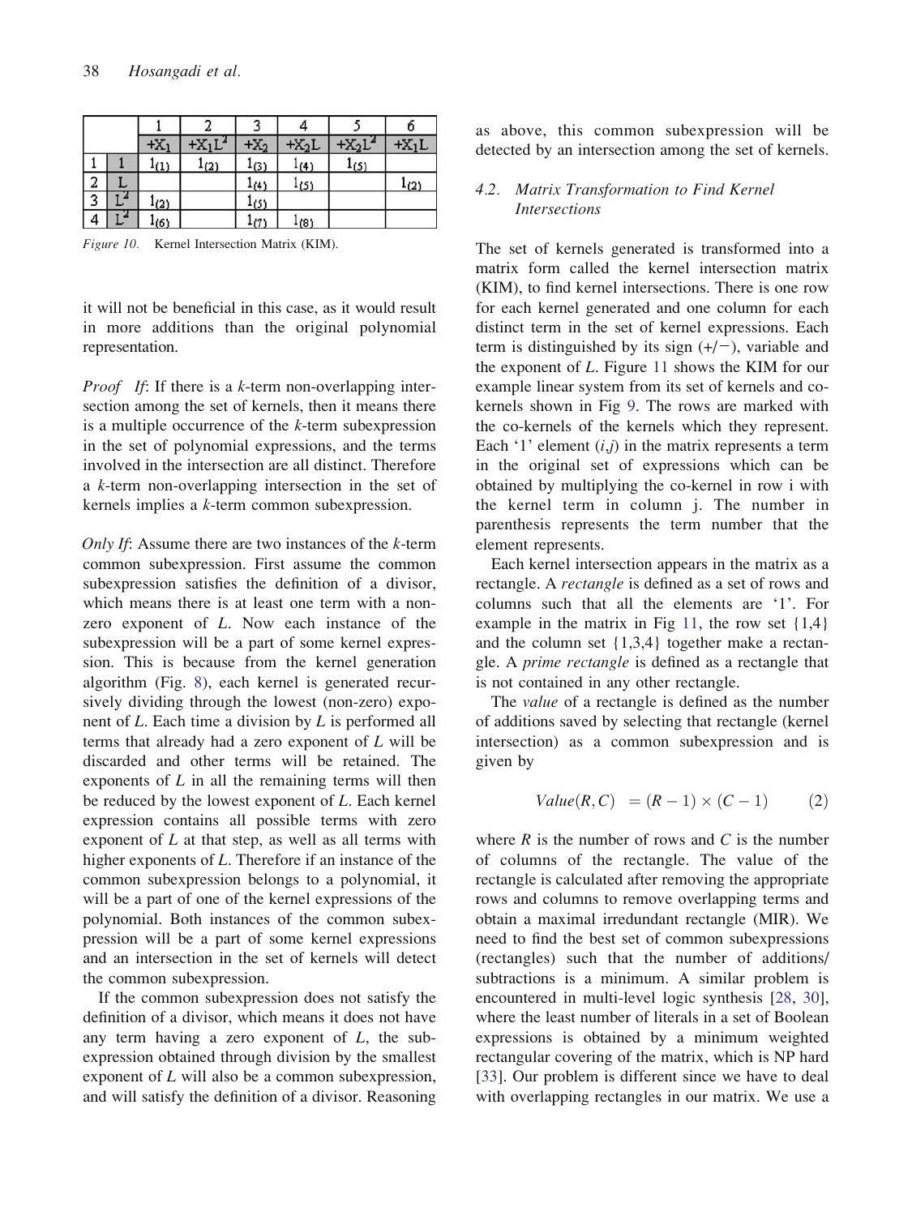| | | 1 | 2 | 3 | 4 | 5 | 6 |
|---|---|---|---|---|---|---|---|
| | | $+X_1$ | $+X_1L^2$ | $+X_2$ | $+X_2L$ | $+X_2L^2$ | $+X_1L$ |
| 1 | 1 | $1_{(1)}$ | $1_{(2)}$ | $1_{(3)}$ | $1_{(4)}$ | $1_{(5)}$ | |
| 2 | $L$ | | | $1_{(4)}$ | $1_{(5)}$ | | $1_{(2)}$ |
| 3 | $L^2$ | $1_{(3)}$ | | $1_{(5)}$ | | | |
| 4 | $L^2$ | $1_{(6)}$ | | $1_{(7)}$ | $1_{(8)}$ | | |

*Figure 10.* Kernel Intersection Matrix (KIM).

it will not be beneficial in this case, as it would result in more additions than the original polynomial representation.

*Proof If*: If there is a $k$-term non-overlapping intersection among the set of kernels, then it means there is a multiple occurrence of the $k$-term subexpression in the set of polynomial expressions, and the terms involved in the intersection are all distinct. Therefore a $k$-term non-overlapping intersection in the set of kernels implies a $k$-term common subexpression.

*Only If*: Assume there are two instances of the $k$-term common subexpression. First assume the common subexpression satisfies the definition of a divisor, which means there is at least one term with a non-zero exponent of $L$. Now each instance of the subexpression will be a part of some kernel expression. This is because from the kernel generation algorithm (Fig. 8), each kernel is generated recursively dividing through the lowest (non-zero) exponent of $L$. Each time a division by $L$ is performed all terms that already had a zero exponent of $L$ will be discarded and other terms will be retained. The exponents of $L$ in all the remaining terms will then be reduced by the lowest exponent of $L$. Each kernel expression contains all possible terms with zero exponent of $L$ at that step, as well as all terms with higher exponents of $L$. Therefore if an instance of the common subexpression belongs to a polynomial, it will be a part of one of the kernel expressions of the polynomial. Both instances of the common subexpression will be a part of some kernel expressions and an intersection in the set of kernels will detect the common subexpression.

If the common subexpression does not satisfy the definition of a divisor, which means it does not have any term having a zero exponent of $L$, the subexpression obtained through division by the smallest exponent of $L$ will also be a common subexpression, and will satisfy the definition of a divisor. Reasoning as above, this common subexpression will be detected by an intersection among the set of kernels.

### 4.2. Matrix Transformation to Find Kernel Intersections

The set of kernels generated is transformed into a matrix form called the kernel intersection matrix (KIM), to find kernel intersections. There is one row for each kernel generated and one column for each distinct term in the set of kernel expressions. Each term is distinguished by its sign (+/−), variable and the exponent of $L$. Figure 11 shows the KIM for our example linear system from its set of kernels and co-kernels shown in Fig 9. The rows are marked with the co-kernels of the kernels which they represent. Each '1' element $(i,j)$ in the matrix represents a term in the original set of expressions which can be obtained by multiplying the co-kernel in row i with the kernel term in column j. The number in parenthesis represents the term number that the element represents.

Each kernel intersection appears in the matrix as a rectangle. A *rectangle* is defined as a set of rows and columns such that all the elements are '1'. For example in the matrix in Fig 11, the row set {1,4} and the column set {1,3,4} together make a rectangle. A *prime rectangle* is defined as a rectangle that is not contained in any other rectangle.

The *value* of a rectangle is defined as the number of additions saved by selecting that rectangle (kernel intersection) as a common subexpression and is given by

$$Value(R, C) \;= (R - 1) \times (C - 1) \qquad (2)$$

where $R$ is the number of rows and $C$ is the number of columns of the rectangle. The value of the rectangle is calculated after removing the appropriate rows and columns to remove overlapping terms and obtain a maximal irredundant rectangle (MIR). We need to find the best set of common subexpressions (rectangles) such that the number of additions/subtractions is a minimum. A similar problem is encountered in multi-level logic synthesis [28, 30], where the least number of literals in a set of Boolean expressions is obtained by a minimum weighted rectangular covering of the matrix, which is NP hard [33]. Our problem is different since we have to deal with overlapping rectangles in our matrix. We use a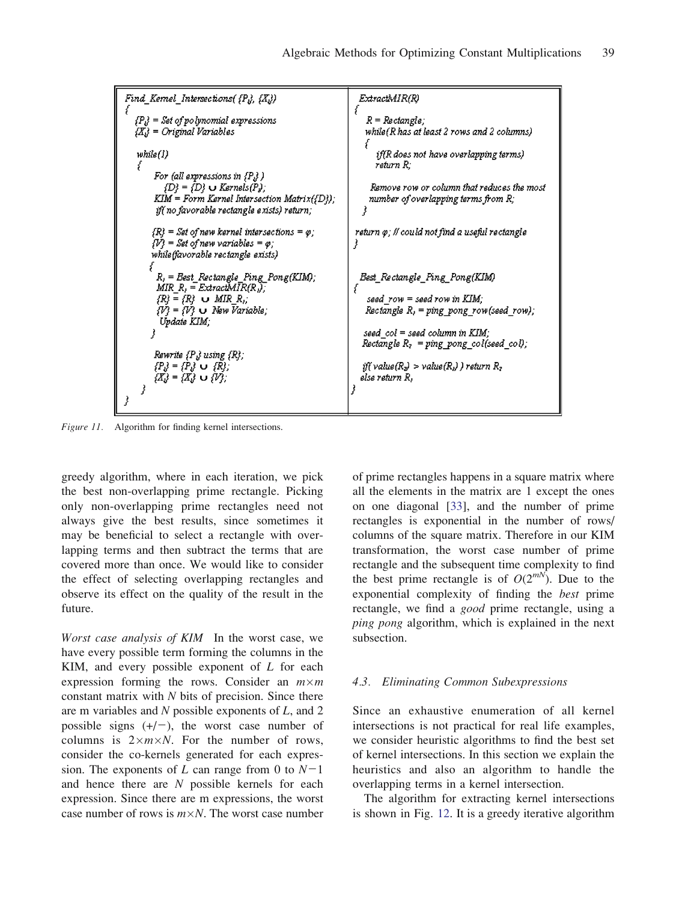```
Find_Kernel_Intersections( {Pi}, {Xi})
{
  {Pi} = Set of polynomial expressions
  {Xi} = Original Variables

  while(1)
  {
     For (all expressions in {Pi} )
        {D} = {D} ∪ Kernels(Pi);
     KIM = Form Kernel Intersection Matrix({D});
     if( no favorable rectangle exists) return;

     {R} = Set of new kernel intersections = φ;
     {V} = Set of new variables = φ;
     while(favorable rectangle exists)
     {
       Ri = Best_Rectangle_Ping_Pong(KIM);
       MIR_Ri = ExtractMIR(Ri);
       {R} = {R} ∪ MIR_Ri;
       {V} = {V} ∪ New Variable;
       Update KIM;
     }

     Rewrite {Pi} using {R};
     {Pi} = {Pi} ∪ {R};
     {Xi} = {Xi} ∪ {V};
  }
}

ExtractMIR(R)
{
   R = Rectangle;
   while(R has at least 2 rows and 2 columns)
   {
      if(R does not have overlapping terms)
      return R;

      Remove row or column that reduces the most
      number of overlapping terms from R;
   }

return φ; // could not find a useful rectangle
}

Best_Rectangle_Ping_Pong(KIM)
{
   seed_row = seed row in KIM;
   Rectangle R1 = ping_pong_row(seed_row);

   seed_col = seed column in KIM;
   Rectangle R2 = ping_pong_col(seed_col);

   if( value(R2) > value(R1) ) return R2
   else return R1
}
```

*Figure 11.* Algorithm for finding kernel intersections.

greedy algorithm, where in each iteration, we pick the best non-overlapping prime rectangle. Picking only non-overlapping prime rectangles need not always give the best results, since sometimes it may be beneficial to select a rectangle with overlapping terms and then subtract the terms that are covered more than once. We would like to consider the effect of selecting overlapping rectangles and observe its effect on the quality of the result in the future.

*Worst case analysis of KIM* In the worst case, we have every possible term forming the columns in the KIM, and every possible exponent of $L$ for each expression forming the rows. Consider an $m \times m$ constant matrix with $N$ bits of precision. Since there are m variables and $N$ possible exponents of $L$, and 2 possible signs $(+/-)$, the worst case number of columns is $2 \times m \times N$. For the number of rows, consider the co-kernels generated for each expression. The exponents of $L$ can range from 0 to $N-1$ and hence there are $N$ possible kernels for each expression. Since there are m expressions, the worst case number of rows is $m \times N$. The worst case number of prime rectangles happens in a square matrix where all the elements in the matrix are 1 except the ones on one diagonal [33], and the number of prime rectangles is exponential in the number of rows/columns of the square matrix. Therefore in our KIM transformation, the worst case number of prime rectangle and the subsequent time complexity to find the best prime rectangle is of $O(2^{mN})$. Due to the exponential complexity of finding the *best* prime rectangle, we find a *good* prime rectangle, using a *ping pong* algorithm, which is explained in the next subsection.

### 4.3. Eliminating Common Subexpressions

Since an exhaustive enumeration of all kernel intersections is not practical for real life examples, we consider heuristic algorithms to find the best set of kernel intersections. In this section we explain the heuristics and also an algorithm to handle the overlapping terms in a kernel intersection.

The algorithm for extracting kernel intersections is shown in Fig. 12. It is a greedy iterative algorithm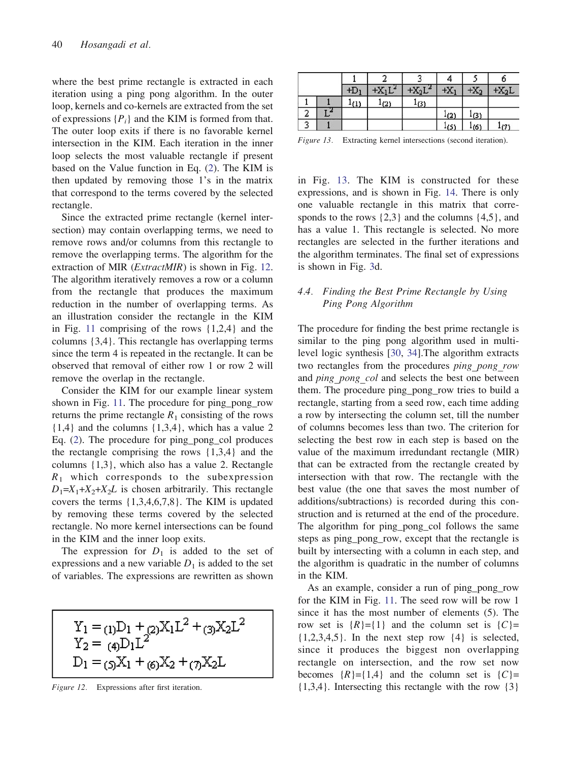where the best prime rectangle is extracted in each iteration using a ping pong algorithm. In the outer loop, kernels and co-kernels are extracted from the set of expressions $\{P_i\}$ and the KIM is formed from that. The outer loop exits if there is no favorable kernel intersection in the KIM. Each iteration in the inner loop selects the most valuable rectangle if present based on the Value function in Eq. (2). The KIM is then updated by removing those 1's in the matrix that correspond to the terms covered by the selected rectangle.

Since the extracted prime rectangle (kernel intersection) may contain overlapping terms, we need to remove rows and/or columns from this rectangle to remove the overlapping terms. The algorithm for the extraction of MIR (*ExtractMIR*) is shown in Fig. 12. The algorithm iteratively removes a row or a column from the rectangle that produces the maximum reduction in the number of overlapping terms. As an illustration consider the rectangle in the KIM in Fig. 11 comprising of the rows {1,2,4} and the columns {3,4}. This rectangle has overlapping terms since the term 4 is repeated in the rectangle. It can be observed that removal of either row 1 or row 2 will remove the overlap in the rectangle.

Consider the KIM for our example linear system shown in Fig. 11. The procedure for ping_pong_row returns the prime rectangle $R_1$ consisting of the rows {1,4} and the columns {1,3,4}, which has a value 2 Eq. (2). The procedure for ping_pong_col produces the rectangle comprising the rows {1,3,4} and the columns {1,3}, which also has a value 2. Rectangle $R_1$ which corresponds to the subexpression $D_1=X_1+X_2+X_2L$ is chosen arbitrarily. This rectangle covers the terms {1,3,4,6,7,8}. The KIM is updated by removing these terms covered by the selected rectangle. No more kernel intersections can be found in the KIM and the inner loop exits.

The expression for $D_1$ is added to the set of expressions and a new variable $D_1$ is added to the set of variables. The expressions are rewritten as shown

$$
\begin{aligned}
Y_1 &= {}_{(1)}D_1 + {}_{(2)}X_1L^2 + {}_{(3)}X_2L^2 \\
Y_2 &= {}_{(4)}D_1L^2 \\
D_1 &= {}_{(5)}X_1 + {}_{(6)}X_2 + {}_{(7)}X_2L
\end{aligned}
$$

*Figure 12.* Expressions after first iteration.

| | | 1 | 2 | 3 | 4 | 5 | 6 |
|---|---|---|---|---|---|---|---|
| | | $+D_1$ | $+X_1L^2$ | $+X_2L^2$ | $+X_1$ | $+X_2$ | $+X_2L$ |
| 1 | 1 | $1_{(1)}$ | $1_{(2)}$ | $1_{(3)}$ | | | |
| 2 | $L^2$ | | | | $1_{(2)}$ | $1_{(3)}$ | |
| 3 | 1 | | | | $1_{(5)}$ | $1_{(6)}$ | $1_{(7)}$ |

*Figure 13.* Extracting kernel intersections (second iteration).

in Fig. 13. The KIM is constructed for these expressions, and is shown in Fig. 14. There is only one valuable rectangle in this matrix that corresponds to the rows {2,3} and the columns {4,5}, and has a value 1. This rectangle is selected. No more rectangles are selected in the further iterations and the algorithm terminates. The final set of expressions is shown in Fig. 3d.

### 4.4. Finding the Best Prime Rectangle by Using Ping Pong Algorithm

The procedure for finding the best prime rectangle is similar to the ping pong algorithm used in multi-level logic synthesis [30, 34].The algorithm extracts two rectangles from the procedures *ping_pong_row* and *ping_pong_col* and selects the best one between them. The procedure ping_pong_row tries to build a rectangle, starting from a seed row, each time adding a row by intersecting the column set, till the number of columns becomes less than two. The criterion for selecting the best row in each step is based on the value of the maximum irredundant rectangle (MIR) that can be extracted from the rectangle created by intersection with that row. The rectangle with the best value (the one that saves the most number of additions/subtractions) is recorded during this construction and is returned at the end of the procedure. The algorithm for ping_pong_col follows the same steps as ping_pong_row, except that the rectangle is built by intersecting with a column in each step, and the algorithm is quadratic in the number of columns in the KIM.

As an example, consider a run of ping_pong_row for the KIM in Fig. 11. The seed row will be row 1 since it has the most number of elements (5). The row set is $\{R\}=\{1\}$ and the column set is $\{C\}=\{1,2,3,4,5\}$. In the next step row {4} is selected, since it produces the biggest non overlapping rectangle on intersection, and the row set now becomes $\{R\}=\{1,4\}$ and the column set is $\{C\}=\{1,3,4\}$. Intersecting this rectangle with the row {3}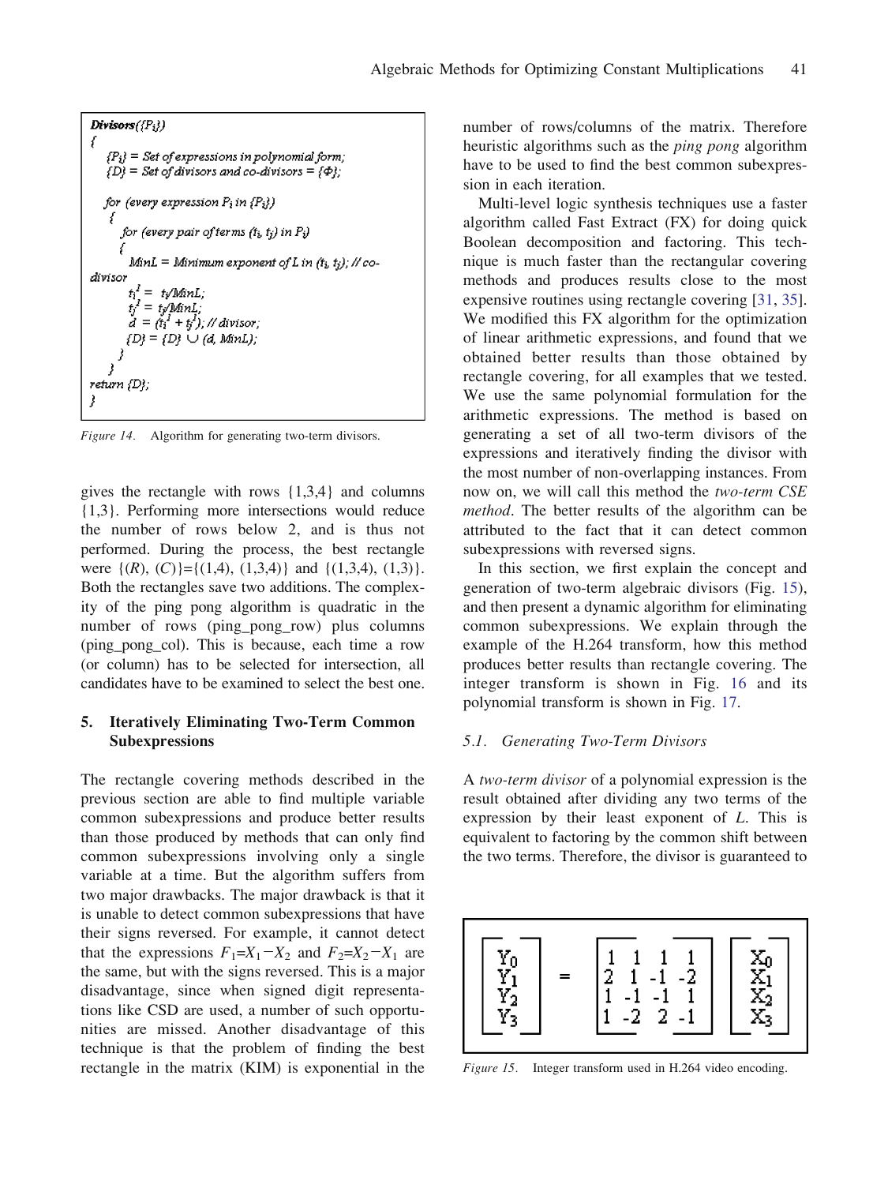```
Divisors({Pi})
{
    {Pi} = Set of expressions in polynomial form;
    {D} = Set of divisors and co-divisors = {Φ};

    for (every expression Pi in {Pi})
    {
        for (every pair of terms (ti, tj) in Pi)
        {
            MinL = Minimum exponent of L in (ti, tj); // co-divisor
            ti^1 = ti/MinL;
            tj^1 = tj/MinL;
            d = (ti^1 + tj^1); // divisor;
            {D} = {D} ∪ (d, MinL);
        }
    }
return {D};
}
```

*Figure 14.* Algorithm for generating two-term divisors.

gives the rectangle with rows {1,3,4} and columns {1,3}. Performing more intersections would reduce the number of rows below 2, and is thus not performed. During the process, the best rectangle were {(*R*), (*C*)}={(1,4), (1,3,4)} and {(1,3,4), (1,3)}. Both the rectangles save two additions. The complexity of the ping pong algorithm is quadratic in the number of rows (ping_pong_row) plus columns (ping_pong_col). This is because, each time a row (or column) has to be selected for intersection, all candidates have to be examined to select the best one.

## 5. Iteratively Eliminating Two-Term Common Subexpressions

The rectangle covering methods described in the previous section are able to find multiple variable common subexpressions and produce better results than those produced by methods that can only find common subexpressions involving only a single variable at a time. But the algorithm suffers from two major drawbacks. The major drawback is that it is unable to detect common subexpressions that have their signs reversed. For example, it cannot detect that the expressions $F_1=X_1-X_2$ and $F_2=X_2-X_1$ are the same, but with the signs reversed. This is a major disadvantage, since when signed digit representations like CSD are used, a number of such opportunities are missed. Another disadvantage of this technique is that the problem of finding the best rectangle in the matrix (KIM) is exponential in the number of rows/columns of the matrix. Therefore heuristic algorithms such as the *ping pong* algorithm have to be used to find the best common subexpression in each iteration.

Multi-level logic synthesis techniques use a faster algorithm called Fast Extract (FX) for doing quick Boolean decomposition and factoring. This technique is much faster than the rectangular covering methods and produces results close to the most expensive routines using rectangle covering [31, 35]. We modified this FX algorithm for the optimization of linear arithmetic expressions, and found that we obtained better results than those obtained by rectangle covering, for all examples that we tested. We use the same polynomial formulation for the arithmetic expressions. The method is based on generating a set of all two-term divisors of the expressions and iteratively finding the divisor with the most number of non-overlapping instances. From now on, we will call this method the *two-term CSE method*. The better results of the algorithm can be attributed to the fact that it can detect common subexpressions with reversed signs.

In this section, we first explain the concept and generation of two-term algebraic divisors (Fig. 15), and then present a dynamic algorithm for eliminating common subexpressions. We explain through the example of the H.264 transform, how this method produces better results than rectangle covering. The integer transform is shown in Fig. 16 and its polynomial transform is shown in Fig. 17.

### 5.1. Generating Two-Term Divisors

A *two-term divisor* of a polynomial expression is the result obtained after dividing any two terms of the expression by their least exponent of *L*. This is equivalent to factoring by the common shift between the two terms. Therefore, the divisor is guaranteed to

$$\begin{bmatrix} Y_0 \\ Y_1 \\ Y_2 \\ Y_3 \end{bmatrix} = \begin{bmatrix} 1 & 1 & 1 & 1 \\ 2 & 1 & -1 & -2 \\ 1 & -1 & -1 & 1 \\ 1 & -2 & 2 & -1 \end{bmatrix} \begin{bmatrix} X_0 \\ X_1 \\ X_2 \\ X_3 \end{bmatrix}$$

*Figure 15.* Integer transform used in H.264 video encoding.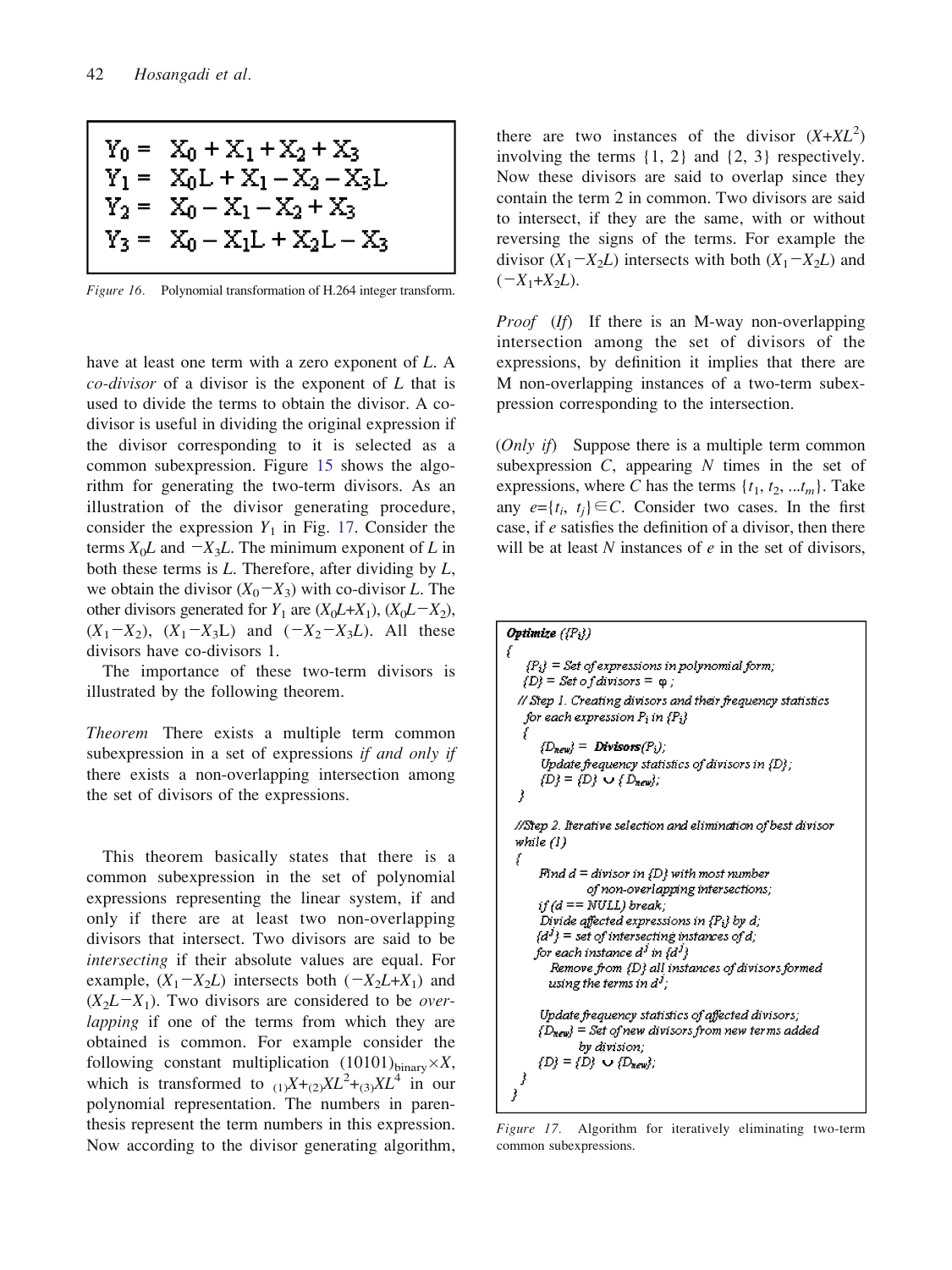$$
\begin{aligned}
Y_0 &= X_0 + X_1 + X_2 + X_3 \\
Y_1 &= X_0L + X_1 - X_2 - X_3L \\
Y_2 &= X_0 - X_1 - X_2 + X_3 \\
Y_3 &= X_0 - X_1L + X_2L - X_3
\end{aligned}
$$

*Figure 16.* Polynomial transformation of H.264 integer transform.

have at least one term with a zero exponent of $L$. A *co-divisor* of a divisor is the exponent of $L$ that is used to divide the terms to obtain the divisor. A co-divisor is useful in dividing the original expression if the divisor corresponding to it is selected as a common subexpression. Figure 15 shows the algorithm for generating the two-term divisors. As an illustration of the divisor generating procedure, consider the expression $Y_1$ in Fig. 17. Consider the terms $X_0L$ and $-X_3L$. The minimum exponent of $L$ in both these terms is $L$. Therefore, after dividing by $L$, we obtain the divisor $(X_0-X_3)$ with co-divisor $L$. The other divisors generated for $Y_1$ are $(X_0L+X_1)$, $(X_0L-X_2)$, $(X_1-X_2)$, $(X_1-X_3L)$ and $(-X_2-X_3L)$. All these divisors have co-divisors 1.

The importance of these two-term divisors is illustrated by the following theorem.

*Theorem* There exists a multiple term common subexpression in a set of expressions *if and only if* there exists a non-overlapping intersection among the set of divisors of the expressions.

This theorem basically states that there is a common subexpression in the set of polynomial expressions representing the linear system, if and only if there are at least two non-overlapping divisors that intersect. Two divisors are said to be *intersecting* if their absolute values are equal. For example, $(X_1-X_2L)$ intersects both $(-X_2L+X_1)$ and $(X_2L-X_1)$. Two divisors are considered to be *overlapping* if one of the terms from which they are obtained is common. For example consider the following constant multiplication $(10101)_{binary}\times X$, which is transformed to ${}_{(1)}X+{}_{(2)}XL^2+{}_{(3)}XL^4$ in our polynomial representation. The numbers in parenthesis represent the term numbers in this expression. Now according to the divisor generating algorithm, there are two instances of the divisor $(X+XL^2)$ involving the terms {1, 2} and {2, 3} respectively. Now these divisors are said to overlap since they contain the term 2 in common. Two divisors are said to intersect, if they are the same, with or without reversing the signs of the terms. For example the divisor $(X_1-X_2L)$ intersects with both $(X_1-X_2L)$ and $(-X_1+X_2L)$.

*Proof* (*If*) If there is an M-way non-overlapping intersection among the set of divisors of the expressions, by definition it implies that there are M non-overlapping instances of a two-term subexpression corresponding to the intersection.

(*Only if*) Suppose there is a multiple term common subexpression $C$, appearing $N$ times in the set of expressions, where $C$ has the terms $\{t_1, t_2, ...t_m\}$. Take any $e=\{t_i, t_j\}\in C$. Consider two cases. In the first case, if $e$ satisfies the definition of a divisor, then there will be at least $N$ instances of $e$ in the set of divisors,

```
Optimize ({Pi})
{
   {Pi} = Set of expressions in polynomial form;
   {D} = Set of divisors = φ ;
 // Step 1. Creating divisors and their frequency statistics
   for each expression Pi in {Pi}
   {
      {Dnew} = Divisors(Pi);
      Update frequency statistics of divisors in {D};
      {D} = {D} ∪ {Dnew};
   }

 //Step 2. Iterative selection and elimination of best divisor
 while (1)
 {
      Find d = divisor in {D} with most number
               of non-overlapping intersections;
      if (d == NULL) break;
      Divide affected expressions in {Pi} by d;
      {d^j} = set of intersecting instances of d;
      for each instance d^j in {d^j}
         Remove from {D} all instances of divisors formed
         using the terms in d^j;

      Update frequency statistics of affected divisors;
      {Dnew} = Set of new divisors from new terms added
               by division;
      {D} = {D} ∪ {Dnew};
   }
}
```

*Figure 17.* Algorithm for iteratively eliminating two-term common subexpressions.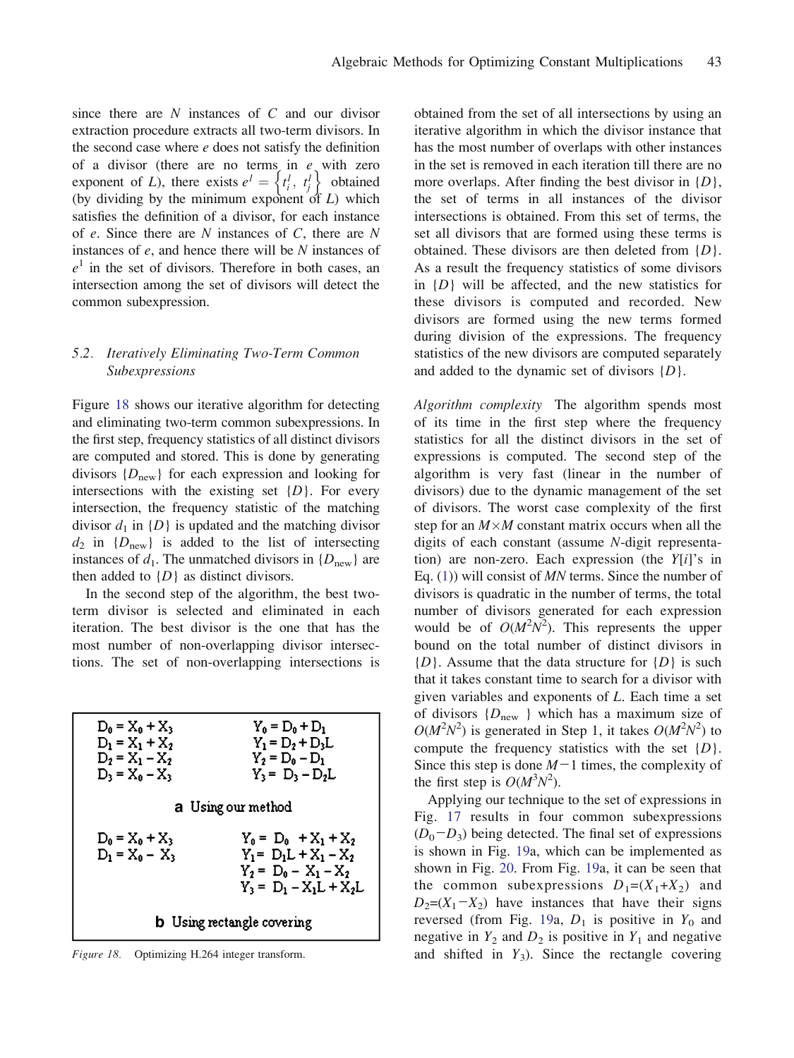since there are $N$ instances of $C$ and our divisor extraction procedure extracts all two-term divisors. In the second case where $e$ does not satisfy the definition of a divisor (there are no terms in $e$ with zero exponent of $L$), there exists $e^1 = \{t_i^l, t_j^l\}$ obtained (by dividing by the minimum exponent of $L$) which satisfies the definition of a divisor, for each instance of $e$. Since there are $N$ instances of $C$, there are $N$ instances of $e$, and hence there will be $N$ instances of $e^1$ in the set of divisors. Therefore in both cases, an intersection among the set of divisors will detect the common subexpression.

### 5.2. Iteratively Eliminating Two-Term Common Subexpressions

Figure 18 shows our iterative algorithm for detecting and eliminating two-term common subexpressions. In the first step, frequency statistics of all distinct divisors are computed and stored. This is done by generating divisors $\{D_{new}\}$ for each expression and looking for intersections with the existing set $\{D\}$. For every intersection, the frequency statistic of the matching divisor $d_1$ in $\{D\}$ is updated and the matching divisor $d_2$ in $\{D_{new}\}$ is added to the list of intersecting instances of $d_1$. The unmatched divisors in $\{D_{new}\}$ are then added to $\{D\}$ as distinct divisors.

In the second step of the algorithm, the best two-term divisor is selected and eliminated in each iteration. The best divisor is the one that has the most number of non-overlapping divisor intersections. The set of non-overlapping intersections is

| | |
|---|---|
| $D_0 = X_0 + X_3$ | $Y_0 = D_0 + D_1$ |
| $D_1 = X_1 + X_2$ | $Y_1 = D_2 + D_3L$ |
| $D_2 = X_1 - X_2$ | $Y_2 = D_0 - D_1$ |
| $D_3 = X_0 - X_3$ | $Y_3 = D_3 - D_2L$ |

**a** Using our method

| | |
|---|---|
| $D_0 = X_0 + X_3$ | $Y_0 = D_0 + X_1 + X_2$ |
| $D_1 = X_0 - X_3$ | $Y_1 = D_1L + X_1 - X_2$ |
| | $Y_2 = D_0 - X_1 - X_2$ |
| | $Y_3 = D_1 - X_1L + X_2L$ |

**b** Using rectangle covering

*Figure 18.* Optimizing H.264 integer transform.

obtained from the set of all intersections by using an iterative algorithm in which the divisor instance that has the most number of overlaps with other instances in the set is removed in each iteration till there are no more overlaps. After finding the best divisor in $\{D\}$, the set of terms in all instances of the divisor intersections is obtained. From this set of terms, the set all divisors that are formed using these terms is obtained. These divisors are then deleted from $\{D\}$. As a result the frequency statistics of some divisors in $\{D\}$ will be affected, and the new statistics for these divisors is computed and recorded. New divisors are formed using the new terms formed during division of the expressions. The frequency statistics of the new divisors are computed separately and added to the dynamic set of divisors $\{D\}$.

*Algorithm complexity* The algorithm spends most of its time in the first step where the frequency statistics for all the distinct divisors in the set of expressions is computed. The second step of the algorithm is very fast (linear in the number of divisors) due to the dynamic management of the set of divisors. The worst case complexity of the first step for an $M \times M$ constant matrix occurs when all the digits of each constant (assume $N$-digit representation) are non-zero. Each expression (the $Y[i]$'s in Eq. (1)) will consist of $MN$ terms. Since the number of divisors is quadratic in the number of terms, the total number of divisors generated for each expression would be of $O(M^2N^2)$. This represents the upper bound on the total number of distinct divisors in $\{D\}$. Assume that the data structure for $\{D\}$ is such that it takes constant time to search for a divisor with given variables and exponents of $L$. Each time a set of divisors $\{D_{new}\}$ which has a maximum size of $O(M^2N^2)$ is generated in Step 1, it takes $O(M^2N^2)$ to compute the frequency statistics with the set $\{D\}$. Since this step is done $M-1$ times, the complexity of the first step is $O(M^3N^2)$.

Applying our technique to the set of expressions in Fig. 17 results in four common subexpressions ($D_0-D_3$) being detected. The final set of expressions is shown in Fig. 19a, which can be implemented as shown in Fig. 20. From Fig. 19a, it can be seen that the common subexpressions $D_1=(X_1+X_2)$ and $D_2=(X_1-X_2)$ have instances that have their signs reversed (from Fig. 19a, $D_1$ is positive in $Y_0$ and negative in $Y_2$ and $D_2$ is positive in $Y_1$ and negative and shifted in $Y_3$). Since the rectangle covering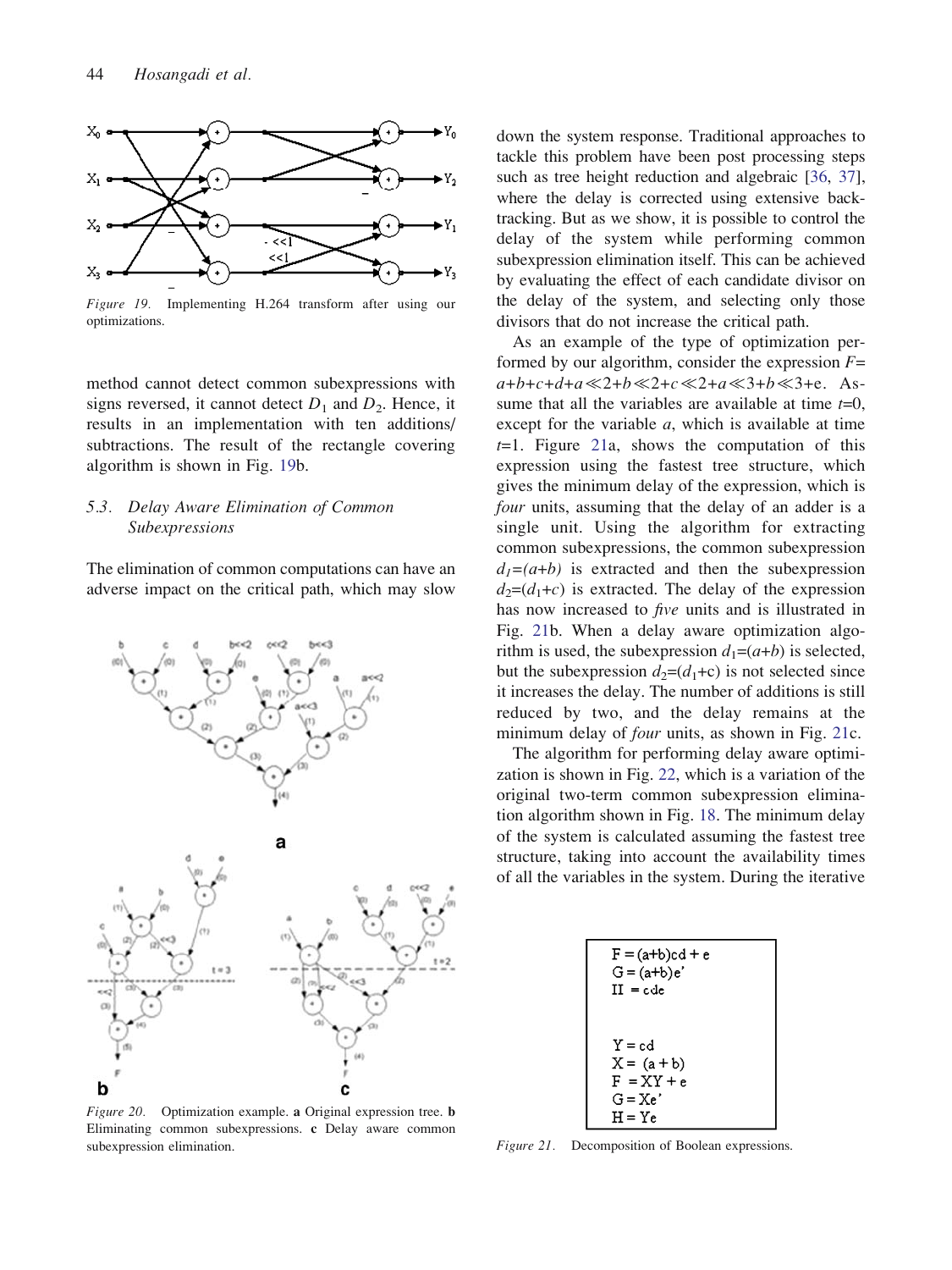Figure 19. Implementing H.264 transform after using our optimizations.

method cannot detect common subexpressions with signs reversed, it cannot detect $D_1$ and $D_2$. Hence, it results in an implementation with ten additions/subtractions. The result of the rectangle covering algorithm is shown in Fig. 19b.

### 5.3. Delay Aware Elimination of Common Subexpressions

The elimination of common computations can have an adverse impact on the critical path, which may slow down the system response. Traditional approaches to tackle this problem have been post processing steps such as tree height reduction and algebraic [36, 37], where the delay is corrected using extensive backtracking. But as we show, it is possible to control the delay of the system while performing common subexpression elimination itself. This can be achieved by evaluating the effect of each candidate divisor on the delay of the system, and selecting only those divisors that do not increase the critical path.

As an example of the type of optimization performed by our algorithm, consider the expression $F = a+b+c+d+a \ll 2+b \ll 2+c \ll 2+a \ll 3+b \ll 3+e$. Assume that all the variables are available at time $t$=0, except for the variable $a$, which is available at time $t$=1. Figure 21a, shows the computation of this expression using the fastest tree structure, which gives the minimum delay of the expression, which is *four* units, assuming that the delay of an adder is a single unit. Using the algorithm for extracting common subexpressions, the common subexpression $d_1=(a+b)$ is extracted and then the subexpression $d_2=(d_1+c)$ is extracted. The delay of the expression has now increased to *five* units and is illustrated in Fig. 21b. When a delay aware optimization algorithm is used, the subexpression $d_1=(a+b)$ is selected, but the subexpression $d_2=(d_1+c)$ is not selected since it increases the delay. The number of additions is still reduced by two, and the delay remains at the minimum delay of *four* units, as shown in Fig. 21c.

The algorithm for performing delay aware optimization is shown in Fig. 22, which is a variation of the original two-term common subexpression elimination algorithm shown in Fig. 18. The minimum delay of the system is calculated assuming the fastest tree structure, taking into account the availability times of all the variables in the system. During the iterative

Figure 20. Optimization example. **a** Original expression tree. **b** Eliminating common subexpressions. **c** Delay aware common subexpression elimination.

$F = (a+b)cd + e$
$G = (a+b)e'$
$H = cde$

$Y = cd$
$X = (a + b)$
$F = XY + e$
$G = Xe'$
$H = Ye$

Figure 21. Decomposition of Boolean expressions.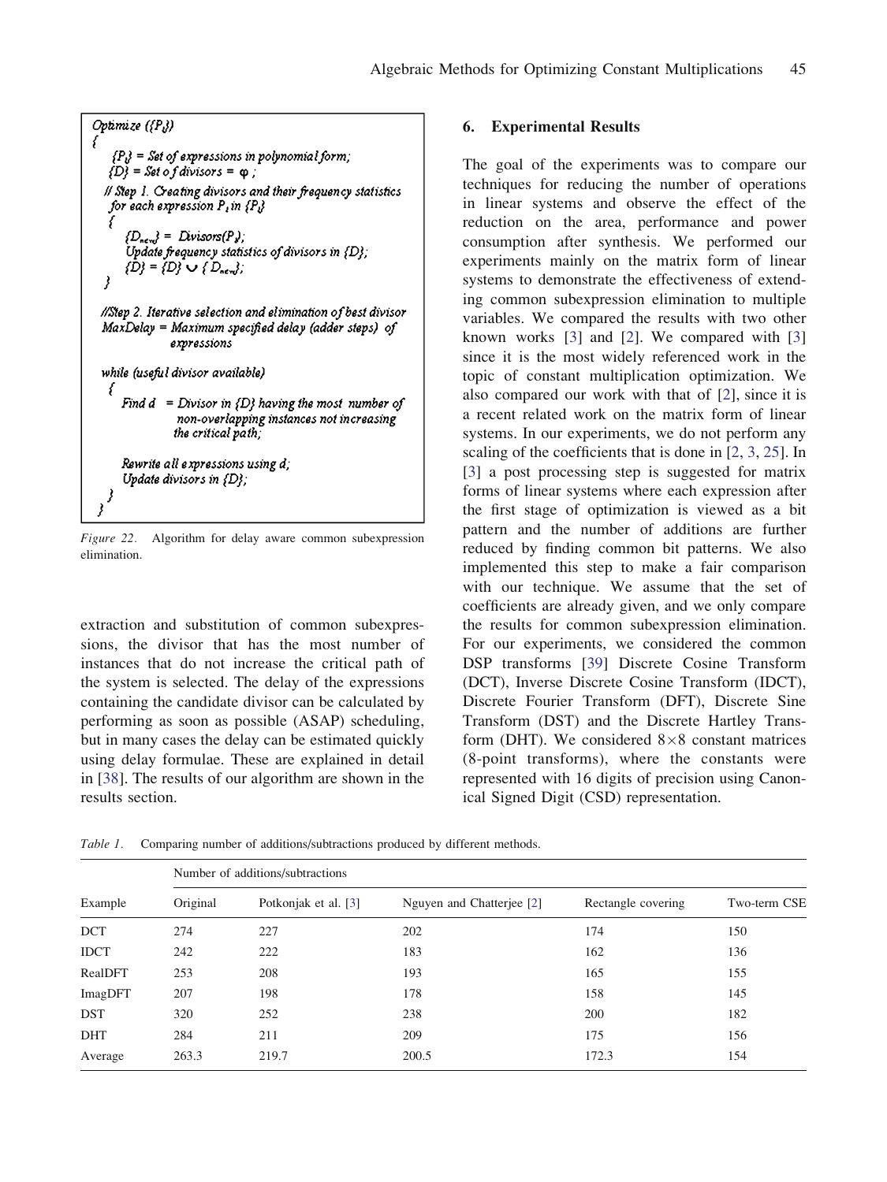```
Optimize ({Pi})
{
   {Pi} = Set of expressions in polynomial form;
   {D} = Set of divisors = φ ;
  // Step 1. Creating divisors and their frequency statistics
   for each expression Pi in {Pi}
   {
      {Dnew} = Divisors(Pi);
      Update frequency statistics of divisors in {D};
      {D} = {D} ∪ { Dnew};
   }

  //Step 2. Iterative selection and elimination of best divisor
  MaxDelay = Maximum specified delay (adder steps) of
              expressions

  while (useful divisor available)
   {
      Find d  = Divisor in {D} having the most number of
                non-overlapping instances not increasing
                the critical path;

      Rewrite all expressions using d;
      Update divisors in {D};
   }
}
```

*Figure 22.* Algorithm for delay aware common subexpression elimination.

extraction and substitution of common subexpressions, the divisor that has the most number of instances that do not increase the critical path of the system is selected. The delay of the expressions containing the candidate divisor can be calculated by performing as soon as possible (ASAP) scheduling, but in many cases the delay can be estimated quickly using delay formulae. These are explained in detail in [38]. The results of our algorithm are shown in the results section.

## 6. Experimental Results

The goal of the experiments was to compare our techniques for reducing the number of operations in linear systems and observe the effect of the reduction on the area, performance and power consumption after synthesis. We performed our experiments mainly on the matrix form of linear systems to demonstrate the effectiveness of extending common subexpression elimination to multiple variables. We compared the results with two other known works [3] and [2]. We compared with [3] since it is the most widely referenced work in the topic of constant multiplication optimization. We also compared our work with that of [2], since it is a recent related work on the matrix form of linear systems. In our experiments, we do not perform any scaling of the coefficients that is done in [2, 3, 25]. In [3] a post processing step is suggested for matrix forms of linear systems where each expression after the first stage of optimization is viewed as a bit pattern and the number of additions are further reduced by finding common bit patterns. We also implemented this step to make a fair comparison with our technique. We assume that the set of coefficients are already given, and we only compare the results for common subexpression elimination. For our experiments, we considered the common DSP transforms [39] Discrete Cosine Transform (DCT), Inverse Discrete Cosine Transform (IDCT), Discrete Fourier Transform (DFT), Discrete Sine Transform (DST) and the Discrete Hartley Transform (DHT). We considered $8\times8$ constant matrices (8-point transforms), where the constants were represented with 16 digits of precision using Canonical Signed Digit (CSD) representation.

*Table 1.* Comparing number of additions/subtractions produced by different methods.

| Example | Number of additions/subtractions | | | | |
|---|---|---|---|---|---|
| | Original | Potkonjak et al. [3] | Nguyen and Chatterjee [2] | Rectangle covering | Two-term CSE |
| DCT | 274 | 227 | 202 | 174 | 150 |
| IDCT | 242 | 222 | 183 | 162 | 136 |
| RealDFT | 253 | 208 | 193 | 165 | 155 |
| ImagDFT | 207 | 198 | 178 | 158 | 145 |
| DST | 320 | 252 | 238 | 200 | 182 |
| DHT | 284 | 211 | 209 | 175 | 156 |
| Average | 263.3 | 219.7 | 200.5 | 172.3 | 154 |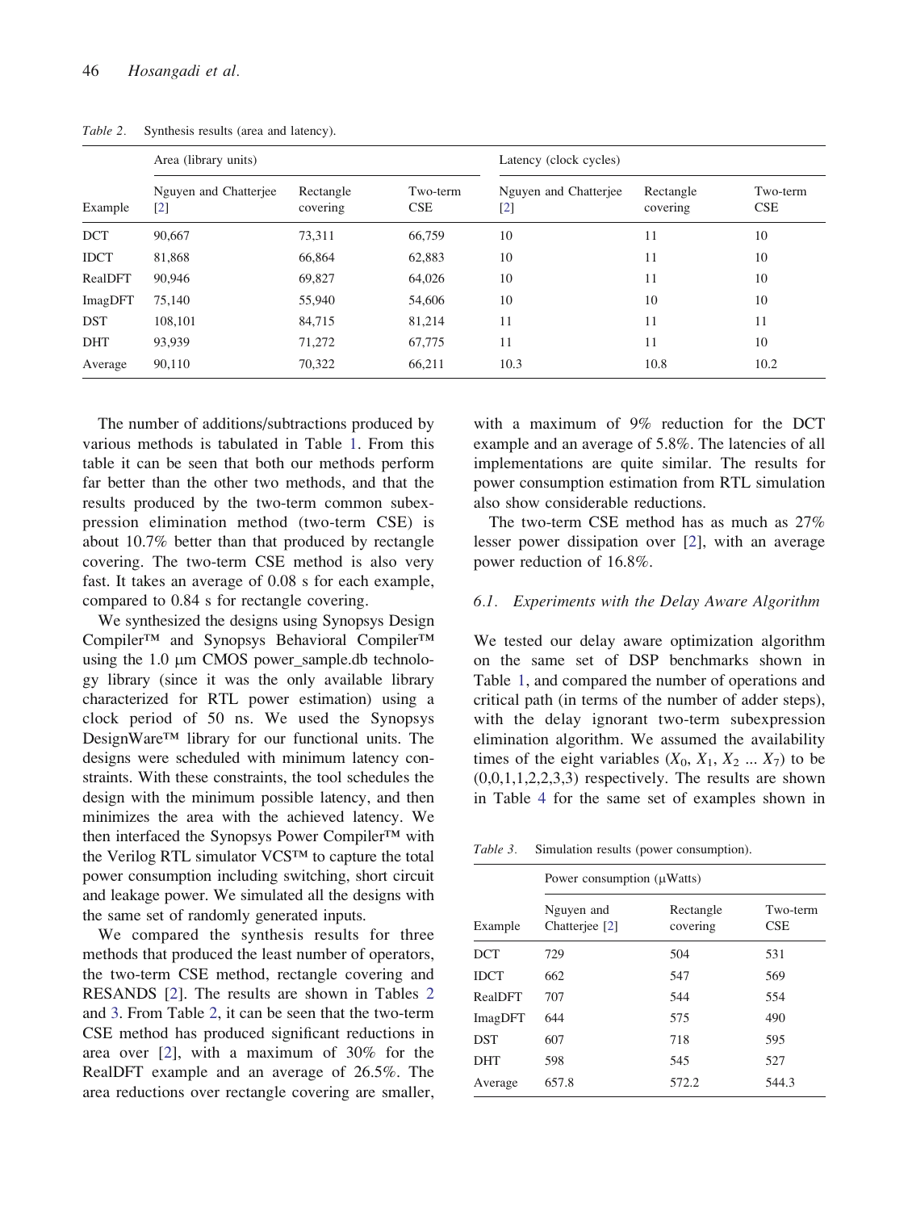Table 2. Synthesis results (area and latency).

| Example | Area (library units) | | | Latency (clock cycles) | | |
|---|---|---|---|---|---|---|
| | Nguyen and Chatterjee [2] | Rectangle covering | Two-term CSE | Nguyen and Chatterjee [2] | Rectangle covering | Two-term CSE |
| DCT | 90,667 | 73,311 | 66,759 | 10 | 11 | 10 |
| IDCT | 81,868 | 66,864 | 62,883 | 10 | 11 | 10 |
| RealDFT | 90,946 | 69,827 | 64,026 | 10 | 11 | 10 |
| ImagDFT | 75,140 | 55,940 | 54,606 | 10 | 10 | 10 |
| DST | 108,101 | 84,715 | 81,214 | 11 | 11 | 11 |
| DHT | 93,939 | 71,272 | 67,775 | 11 | 11 | 10 |
| Average | 90,110 | 70,322 | 66,211 | 10.3 | 10.8 | 10.2 |

The number of additions/subtractions produced by various methods is tabulated in Table 1. From this table it can be seen that both our methods perform far better than the other two methods, and that the results produced by the two-term common subexpression elimination method (two-term CSE) is about 10.7% better than that produced by rectangle covering. The two-term CSE method is also very fast. It takes an average of 0.08 s for each example, compared to 0.84 s for rectangle covering.

We synthesized the designs using Synopsys Design Compiler™ and Synopsys Behavioral Compiler™ using the 1.0 μm CMOS power_sample.db technology library (since it was the only available library characterized for RTL power estimation) using a clock period of 50 ns. We used the Synopsys DesignWare™ library for our functional units. The designs were scheduled with minimum latency constraints. With these constraints, the tool schedules the design with the minimum possible latency, and then minimizes the area with the achieved latency. We then interfaced the Synopsys Power Compiler™ with the Verilog RTL simulator VCS™ to capture the total power consumption including switching, short circuit and leakage power. We simulated all the designs with the same set of randomly generated inputs.

We compared the synthesis results for three methods that produced the least number of operators, the two-term CSE method, rectangle covering and RESANDS [2]. The results are shown in Tables 2 and 3. From Table 2, it can be seen that the two-term CSE method has produced significant reductions in area over [2], with a maximum of 30% for the RealDFT example and an average of 26.5%. The area reductions over rectangle covering are smaller, with a maximum of 9% reduction for the DCT example and an average of 5.8%. The latencies of all implementations are quite similar. The results for power consumption estimation from RTL simulation also show considerable reductions.

The two-term CSE method has as much as 27% lesser power dissipation over [2], with an average power reduction of 16.8%.

### 6.1. Experiments with the Delay Aware Algorithm

We tested our delay aware optimization algorithm on the same set of DSP benchmarks shown in Table 1, and compared the number of operations and critical path (in terms of the number of adder steps), with the delay ignorant two-term subexpression elimination algorithm. We assumed the availability times of the eight variables ($X_0$, $X_1$, $X_2$ ... $X_7$) to be (0,0,1,1,2,2,3,3) respectively. The results are shown in Table 4 for the same set of examples shown in

Table 3. Simulation results (power consumption).

| Example | Power consumption (μWatts) | | |
|---|---|---|---|
| | Nguyen and Chatterjee [2] | Rectangle covering | Two-term CSE |
| DCT | 729 | 504 | 531 |
| IDCT | 662 | 547 | 569 |
| RealDFT | 707 | 544 | 554 |
| ImagDFT | 644 | 575 | 490 |
| DST | 607 | 718 | 595 |
| DHT | 598 | 545 | 527 |
| Average | 657.8 | 572.2 | 544.3 |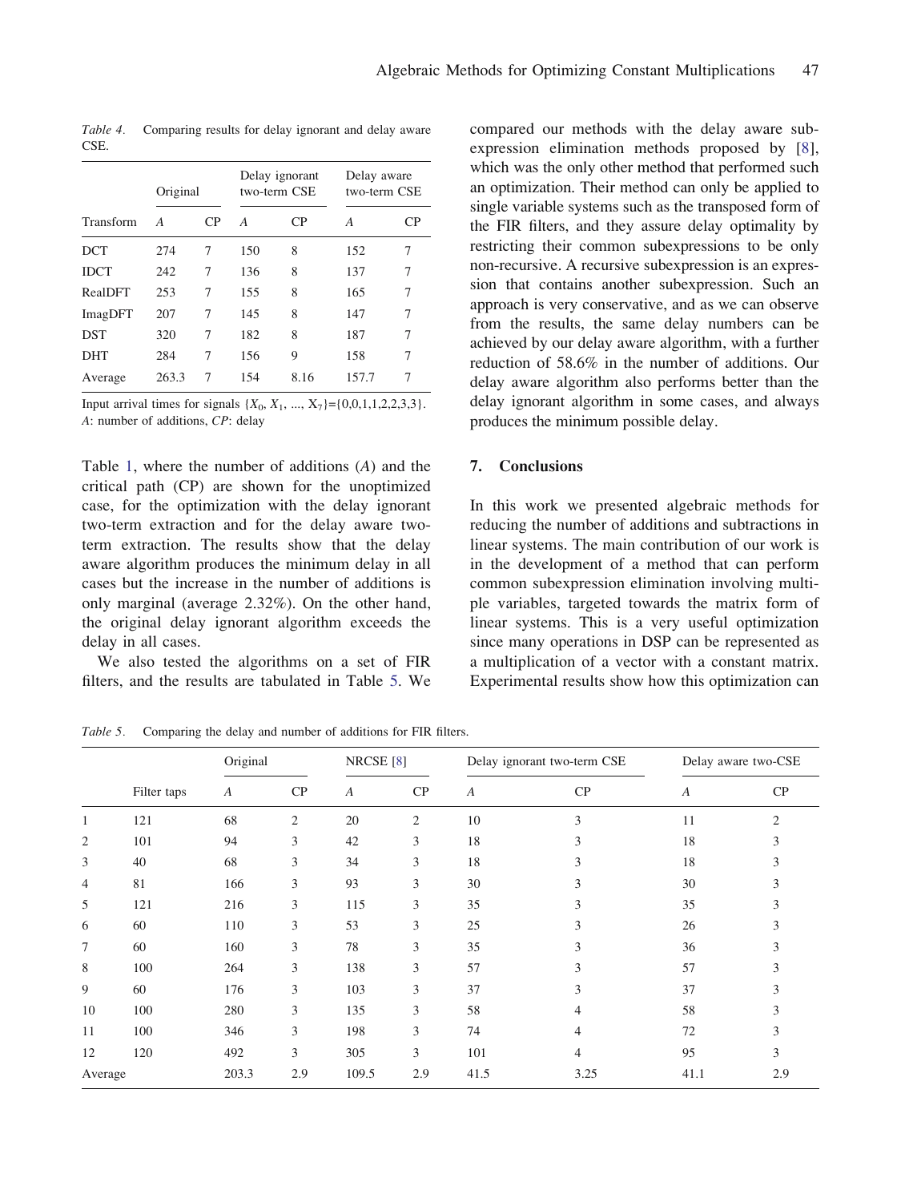Table 4. Comparing results for delay ignorant and delay aware CSE.

| | Original | | Delay ignorant two-term CSE | | Delay aware two-term CSE | |
|---|---|---|---|---|---|---|
| Transform | *A* | CP | *A* | CP | *A* | CP |
| DCT | 274 | 7 | 150 | 8 | 152 | 7 |
| IDCT | 242 | 7 | 136 | 8 | 137 | 7 |
| RealDFT | 253 | 7 | 155 | 8 | 165 | 7 |
| ImagDFT | 207 | 7 | 145 | 8 | 147 | 7 |
| DST | 320 | 7 | 182 | 8 | 187 | 7 |
| DHT | 284 | 7 | 156 | 9 | 158 | 7 |
| Average | 263.3 | 7 | 154 | 8.16 | 157.7 | 7 |

Input arrival times for signals $\{X_0, X_1, ..., X_7\}$={0,0,1,1,2,2,3,3}. *A*: number of additions, *CP*: delay

Table 1, where the number of additions (*A*) and the critical path (CP) are shown for the unoptimized case, for the optimization with the delay ignorant two-term extraction and for the delay aware two-term extraction. The results show that the delay aware algorithm produces the minimum delay in all cases but the increase in the number of additions is only marginal (average 2.32%). On the other hand, the original delay ignorant algorithm exceeds the delay in all cases.

We also tested the algorithms on a set of FIR filters, and the results are tabulated in Table 5. We compared our methods with the delay aware subexpression elimination methods proposed by [8], which was the only other method that performed such an optimization. Their method can only be applied to single variable systems such as the transposed form of the FIR filters, and they assure delay optimality by restricting their common subexpressions to be only non-recursive. A recursive subexpression is an expression that contains another subexpression. Such an approach is very conservative, and as we can observe from the results, the same delay numbers can be achieved by our delay aware algorithm, with a further reduction of 58.6% in the number of additions. Our delay aware algorithm also performs better than the delay ignorant algorithm in some cases, and always produces the minimum possible delay.

## 7. Conclusions

In this work we presented algebraic methods for reducing the number of additions and subtractions in linear systems. The main contribution of our work is in the development of a method that can perform common subexpression elimination involving multiple variables, targeted towards the matrix form of linear systems. This is a very useful optimization since many operations in DSP can be represented as a multiplication of a vector with a constant matrix. Experimental results show how this optimization can

Table 5. Comparing the delay and number of additions for FIR filters.

| | | Original | | NRCSE [8] | | Delay ignorant two-term CSE | | Delay aware two-CSE | |
|---|---|---|---|---|---|---|---|---|---|
| | Filter taps | *A* | CP | *A* | CP | *A* | CP | *A* | CP |
| 1 | 121 | 68 | 2 | 20 | 2 | 10 | 3 | 11 | 2 |
| 2 | 101 | 94 | 3 | 42 | 3 | 18 | 3 | 18 | 3 |
| 3 | 40 | 68 | 3 | 34 | 3 | 18 | 3 | 18 | 3 |
| 4 | 81 | 166 | 3 | 93 | 3 | 30 | 3 | 30 | 3 |
| 5 | 121 | 216 | 3 | 115 | 3 | 35 | 3 | 35 | 3 |
| 6 | 60 | 110 | 3 | 53 | 3 | 25 | 3 | 26 | 3 |
| 7 | 60 | 160 | 3 | 78 | 3 | 35 | 3 | 36 | 3 |
| 8 | 100 | 264 | 3 | 138 | 3 | 57 | 3 | 57 | 3 |
| 9 | 60 | 176 | 3 | 103 | 3 | 37 | 3 | 37 | 3 |
| 10 | 100 | 280 | 3 | 135 | 3 | 58 | 4 | 58 | 3 |
| 11 | 100 | 346 | 3 | 198 | 3 | 74 | 4 | 72 | 3 |
| 12 | 120 | 492 | 3 | 305 | 3 | 101 | 4 | 95 | 3 |
| Average | | 203.3 | 2.9 | 109.5 | 2.9 | 41.5 | 3.25 | 41.1 | 2.9 |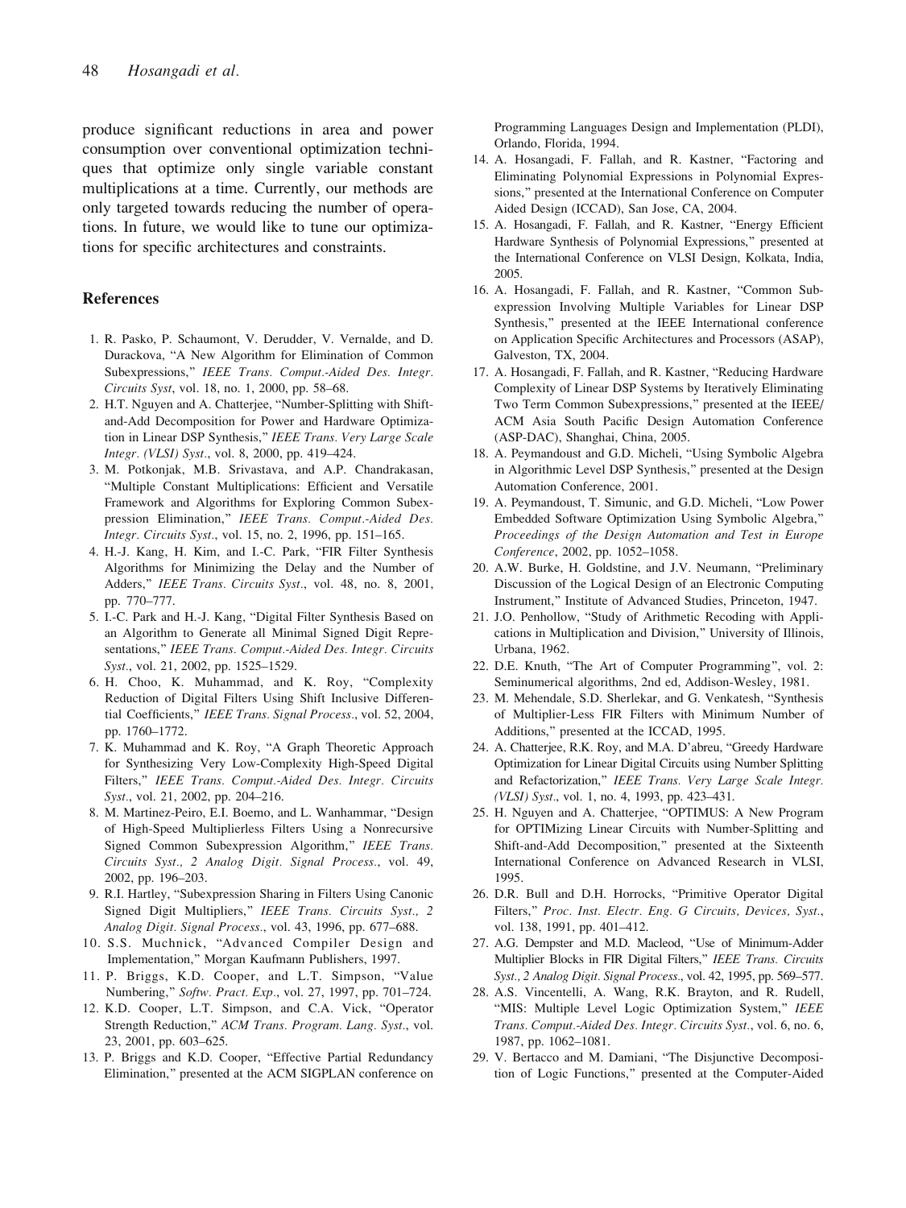produce significant reductions in area and power consumption over conventional optimization techniques that optimize only single variable constant multiplications at a time. Currently, our methods are only targeted towards reducing the number of operations. In future, we would like to tune our optimizations for specific architectures and constraints.

## References

1. R. Pasko, P. Schaumont, V. Derudder, V. Vernalde, and D. Durackova, "A New Algorithm for Elimination of Common Subexpressions," *IEEE Trans. Comput.-Aided Des. Integr. Circuits Syst*, vol. 18, no. 1, 2000, pp. 58–68.
2. H.T. Nguyen and A. Chatterjee, "Number-Splitting with Shift-and-Add Decomposition for Power and Hardware Optimization in Linear DSP Synthesis," *IEEE Trans. Very Large Scale Integr. (VLSI) Syst*., vol. 8, 2000, pp. 419–424.
3. M. Potkonjak, M.B. Srivastava, and A.P. Chandrakasan, "Multiple Constant Multiplications: Efficient and Versatile Framework and Algorithms for Exploring Common Subexpression Elimination," *IEEE Trans. Comput.-Aided Des. Integr. Circuits Syst*., vol. 15, no. 2, 1996, pp. 151–165.
4. H.-J. Kang, H. Kim, and I.-C. Park, "FIR Filter Synthesis Algorithms for Minimizing the Delay and the Number of Adders," *IEEE Trans. Circuits Syst*., vol. 48, no. 8, 2001, pp. 770–777.
5. I.-C. Park and H.-J. Kang, "Digital Filter Synthesis Based on an Algorithm to Generate all Minimal Signed Digit Representations," *IEEE Trans. Comput.-Aided Des. Integr. Circuits Syst*., vol. 21, 2002, pp. 1525–1529.
6. H. Choo, K. Muhammad, and K. Roy, "Complexity Reduction of Digital Filters Using Shift Inclusive Differential Coefficients," *IEEE Trans. Signal Process*., vol. 52, 2004, pp. 1760–1772.
7. K. Muhammad and K. Roy, "A Graph Theoretic Approach for Synthesizing Very Low-Complexity High-Speed Digital Filters," *IEEE Trans. Comput.-Aided Des. Integr. Circuits Syst*., vol. 21, 2002, pp. 204–216.
8. M. Martinez-Peiro, E.I. Boemo, and L. Wanhammar, "Design of High-Speed Multiplierless Filters Using a Nonrecursive Signed Common Subexpression Algorithm," *IEEE Trans. Circuits Syst., 2 Analog Digit. Signal Process*., vol. 49, 2002, pp. 196–203.
9. R.I. Hartley, "Subexpression Sharing in Filters Using Canonic Signed Digit Multipliers," *IEEE Trans. Circuits Syst., 2 Analog Digit. Signal Process*., vol. 43, 1996, pp. 677–688.
10. S.S. Muchnick, "Advanced Compiler Design and Implementation," Morgan Kaufmann Publishers, 1997.
11. P. Briggs, K.D. Cooper, and L.T. Simpson, "Value Numbering," *Softw. Pract. Exp*., vol. 27, 1997, pp. 701–724.
12. K.D. Cooper, L.T. Simpson, and C.A. Vick, "Operator Strength Reduction," *ACM Trans. Program. Lang. Syst*., vol. 23, 2001, pp. 603–625.
13. P. Briggs and K.D. Cooper, "Effective Partial Redundancy Elimination," presented at the ACM SIGPLAN conference on Programming Languages Design and Implementation (PLDI), Orlando, Florida, 1994.
14. A. Hosangadi, F. Fallah, and R. Kastner, "Factoring and Eliminating Polynomial Expressions in Polynomial Expressions," presented at the International Conference on Computer Aided Design (ICCAD), San Jose, CA, 2004.
15. A. Hosangadi, F. Fallah, and R. Kastner, "Energy Efficient Hardware Synthesis of Polynomial Expressions," presented at the International Conference on VLSI Design, Kolkata, India, 2005.
16. A. Hosangadi, F. Fallah, and R. Kastner, "Common Subexpression Involving Multiple Variables for Linear DSP Synthesis," presented at the IEEE International conference on Application Specific Architectures and Processors (ASAP), Galveston, TX, 2004.
17. A. Hosangadi, F. Fallah, and R. Kastner, "Reducing Hardware Complexity of Linear DSP Systems by Iteratively Eliminating Two Term Common Subexpressions," presented at the IEEE/ACM Asia South Pacific Design Automation Conference (ASP-DAC), Shanghai, China, 2005.
18. A. Peymandoust and G.D. Micheli, "Using Symbolic Algebra in Algorithmic Level DSP Synthesis," presented at the Design Automation Conference, 2001.
19. A. Peymandoust, T. Simunic, and G.D. Micheli, "Low Power Embedded Software Optimization Using Symbolic Algebra," *Proceedings of the Design Automation and Test in Europe Conference*, 2002, pp. 1052–1058.
20. A.W. Burke, H. Goldstine, and J.V. Neumann, "Preliminary Discussion of the Logical Design of an Electronic Computing Instrument," Institute of Advanced Studies, Princeton, 1947.
21. J.O. Penhollow, "Study of Arithmetic Recoding with Applications in Multiplication and Division," University of Illinois, Urbana, 1962.
22. D.E. Knuth, "The Art of Computer Programming", vol. 2: Seminumerical algorithms, 2nd ed, Addison-Wesley, 1981.
23. M. Mehendale, S.D. Sherlekar, and G. Venkatesh, "Synthesis of Multiplier-Less FIR Filters with Minimum Number of Additions," presented at the ICCAD, 1995.
24. A. Chatterjee, R.K. Roy, and M.A. D'abreu, "Greedy Hardware Optimization for Linear Digital Circuits using Number Splitting and Refactorization," *IEEE Trans. Very Large Scale Integr. (VLSI) Syst*., vol. 1, no. 4, 1993, pp. 423–431.
25. H. Nguyen and A. Chatterjee, "OPTIMUS: A New Program for OPTIMizing Linear Circuits with Number-Splitting and Shift-and-Add Decomposition," presented at the Sixteenth International Conference on Advanced Research in VLSI, 1995.
26. D.R. Bull and D.H. Horrocks, "Primitive Operator Digital Filters," *Proc. Inst. Electr. Eng. G Circuits, Devices, Syst*., vol. 138, 1991, pp. 401–412.
27. A.G. Dempster and M.D. Macleod, "Use of Minimum-Adder Multiplier Blocks in FIR Digital Filters," *IEEE Trans. Circuits Syst., 2 Analog Digit. Signal Process*., vol. 42, 1995, pp. 569–577.
28. A.S. Vincentelli, A. Wang, R.K. Brayton, and R. Rudell, "MIS: Multiple Level Logic Optimization System," *IEEE Trans. Comput.-Aided Des. Integr. Circuits Syst*., vol. 6, no. 6, 1987, pp. 1062–1081.
29. V. Bertacco and M. Damiani, "The Disjunctive Decomposition of Logic Functions," presented at the Computer-Aided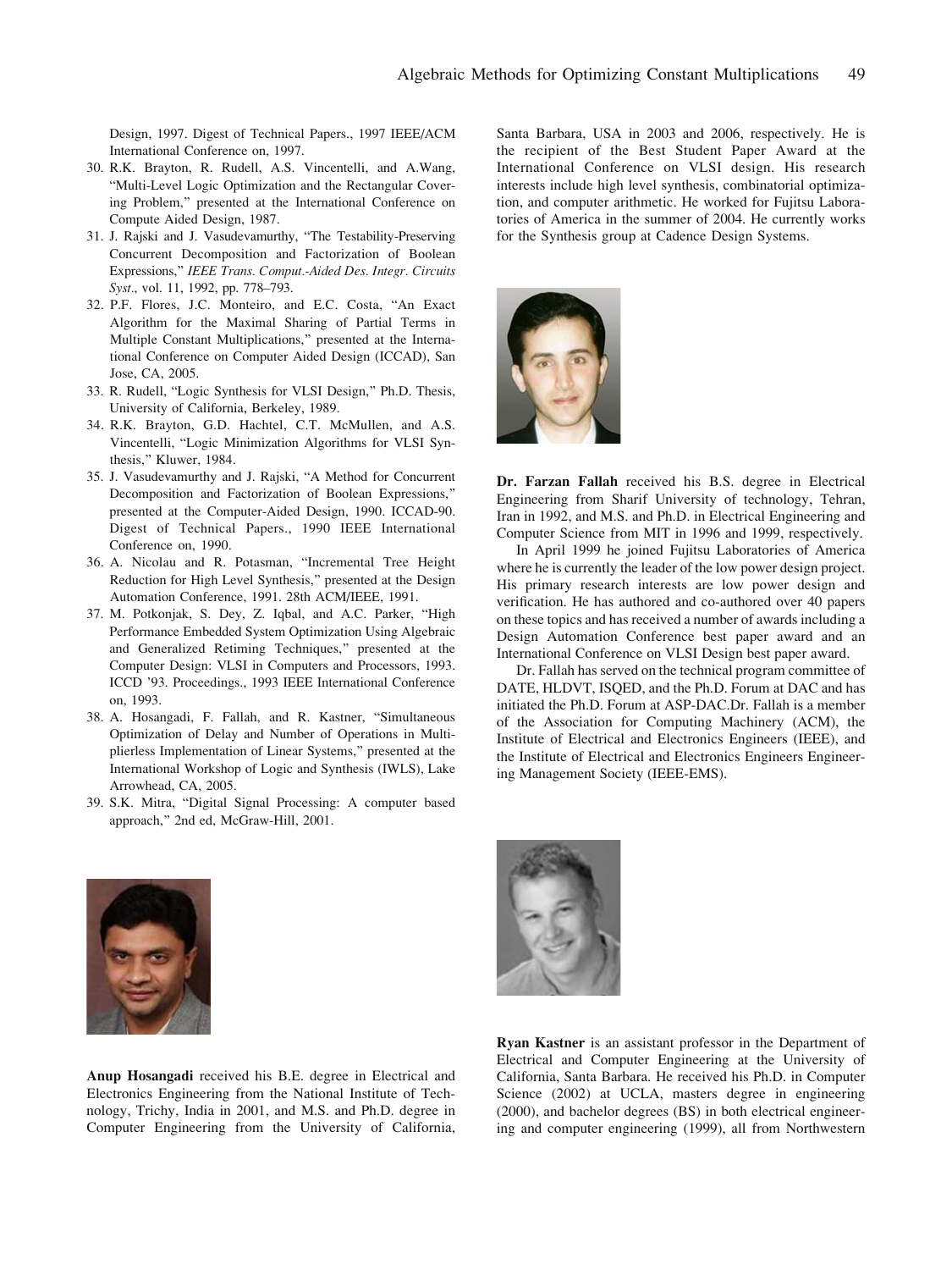Design, 1997. Digest of Technical Papers., 1997 IEEE/ACM International Conference on, 1997.

30. R.K. Brayton, R. Rudell, A.S. Vincentelli, and A.Wang, "Multi-Level Logic Optimization and the Rectangular Covering Problem," presented at the International Conference on Compute Aided Design, 1987.
31. J. Rajski and J. Vasudevamurthy, "The Testability-Preserving Concurrent Decomposition and Factorization of Boolean Expressions," *IEEE Trans. Comput.-Aided Des. Integr. Circuits Syst*., vol. 11, 1992, pp. 778–793.
32. P.F. Flores, J.C. Monteiro, and E.C. Costa, "An Exact Algorithm for the Maximal Sharing of Partial Terms in Multiple Constant Multiplications," presented at the International Conference on Computer Aided Design (ICCAD), San Jose, CA, 2005.
33. R. Rudell, "Logic Synthesis for VLSI Design," Ph.D. Thesis, University of California, Berkeley, 1989.
34. R.K. Brayton, G.D. Hachtel, C.T. McMullen, and A.S. Vincentelli, "Logic Minimization Algorithms for VLSI Synthesis," Kluwer, 1984.
35. J. Vasudevamurthy and J. Rajski, "A Method for Concurrent Decomposition and Factorization of Boolean Expressions," presented at the Computer-Aided Design, 1990. ICCAD-90. Digest of Technical Papers., 1990 IEEE International Conference on, 1990.
36. A. Nicolau and R. Potasman, "Incremental Tree Height Reduction for High Level Synthesis," presented at the Design Automation Conference, 1991. 28th ACM/IEEE, 1991.
37. M. Potkonjak, S. Dey, Z. Iqbal, and A.C. Parker, "High Performance Embedded System Optimization Using Algebraic and Generalized Retiming Techniques," presented at the Computer Design: VLSI in Computers and Processors, 1993. ICCD '93. Proceedings., 1993 IEEE International Conference on, 1993.
38. A. Hosangadi, F. Fallah, and R. Kastner, "Simultaneous Optimization of Delay and Number of Operations in Multiplierless Implementation of Linear Systems," presented at the International Workshop of Logic and Synthesis (IWLS), Lake Arrowhead, CA, 2005.
39. S.K. Mitra, "Digital Signal Processing: A computer based approach," 2nd ed, McGraw-Hill, 2001.

**Anup Hosangadi** received his B.E. degree in Electrical and Electronics Engineering from the National Institute of Technology, Trichy, India in 2001, and M.S. and Ph.D. degree in Computer Engineering from the University of California, Santa Barbara, USA in 2003 and 2006, respectively. He is the recipient of the Best Student Paper Award at the International Conference on VLSI design. His research interests include high level synthesis, combinatorial optimization, and computer arithmetic. He worked for Fujitsu Laboratories of America in the summer of 2004. He currently works for the Synthesis group at Cadence Design Systems.

**Dr. Farzan Fallah** received his B.S. degree in Electrical Engineering from Sharif University of technology, Tehran, Iran in 1992, and M.S. and Ph.D. in Electrical Engineering and Computer Science from MIT in 1996 and 1999, respectively.

In April 1999 he joined Fujitsu Laboratories of America where he is currently the leader of the low power design project. His primary research interests are low power design and verification. He has authored and co-authored over 40 papers on these topics and has received a number of awards including a Design Automation Conference best paper award and an International Conference on VLSI Design best paper award.

Dr. Fallah has served on the technical program committee of DATE, HLDVT, ISQED, and the Ph.D. Forum at DAC and has initiated the Ph.D. Forum at ASP-DAC.Dr. Fallah is a member of the Association for Computing Machinery (ACM), the Institute of Electrical and Electronics Engineers (IEEE), and the Institute of Electrical and Electronics Engineers Engineering Management Society (IEEE-EMS).

**Ryan Kastner** is an assistant professor in the Department of Electrical and Computer Engineering at the University of California, Santa Barbara. He received his Ph.D. in Computer Science (2002) at UCLA, masters degree in engineering (2000), and bachelor degrees (BS) in both electrical engineering and computer engineering (1999), all from Northwestern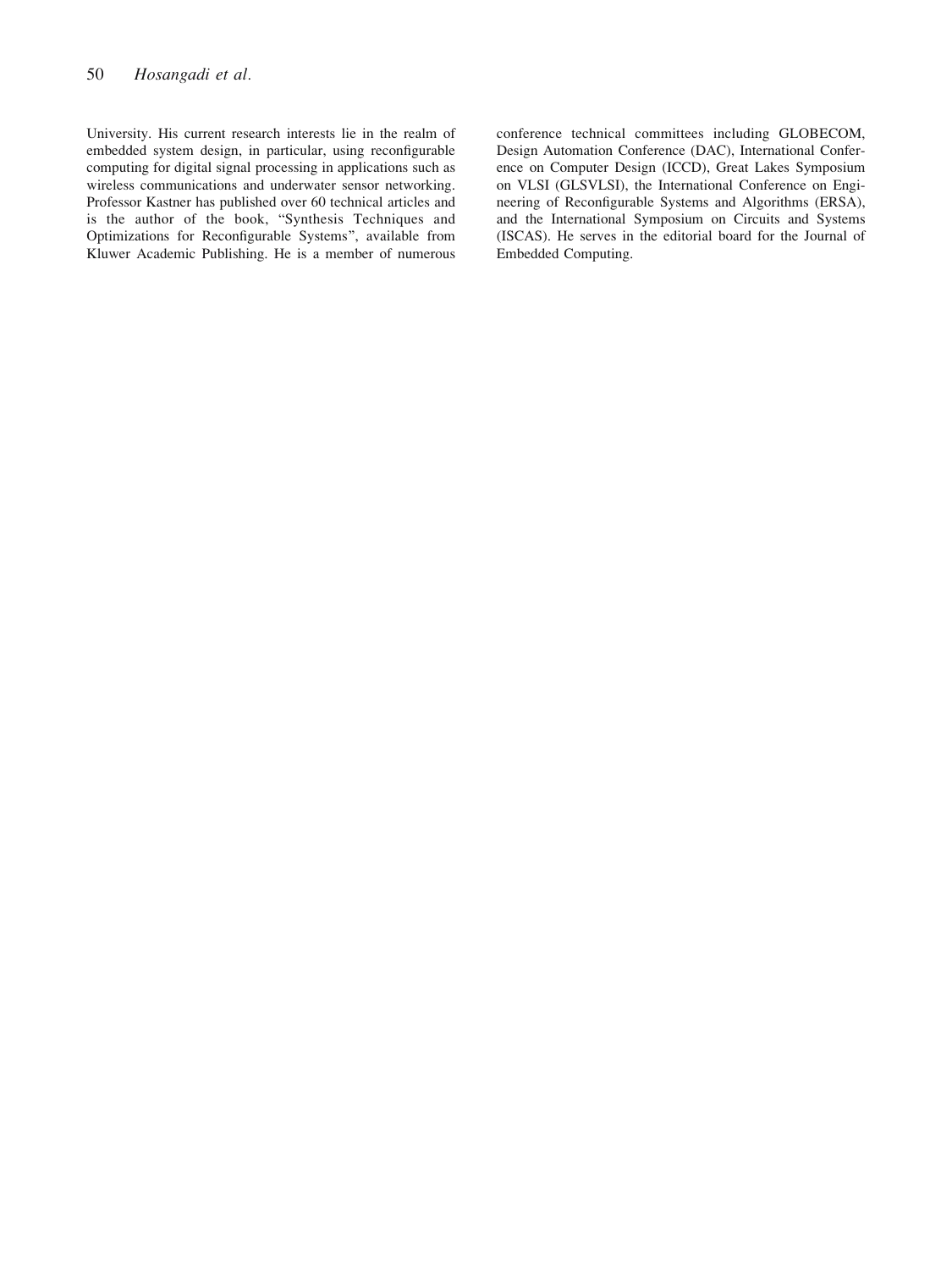University. His current research interests lie in the realm of embedded system design, in particular, using reconfigurable computing for digital signal processing in applications such as wireless communications and underwater sensor networking. Professor Kastner has published over 60 technical articles and is the author of the book, "Synthesis Techniques and Optimizations for Reconfigurable Systems", available from Kluwer Academic Publishing. He is a member of numerous conference technical committees including GLOBECOM, Design Automation Conference (DAC), International Conference on Computer Design (ICCD), Great Lakes Symposium on VLSI (GLSVLSI), the International Conference on Engineering of Reconfigurable Systems and Algorithms (ERSA), and the International Symposium on Circuits and Systems (ISCAS). He serves in the editorial board for the Journal of Embedded Computing.